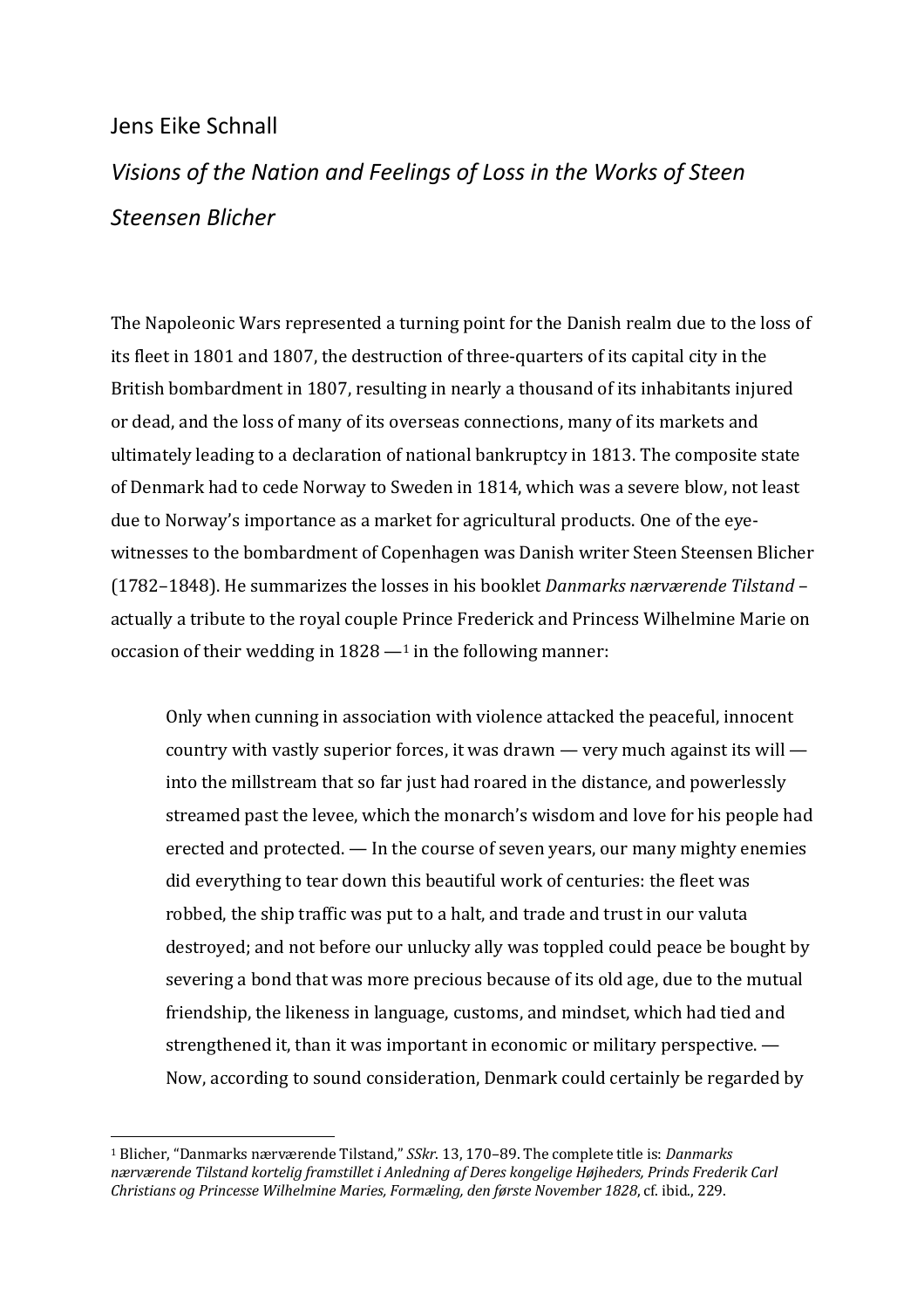Jens Eike Schnall

# *Visions of the Nation and Feelings of Loss in the Works of Steen Steensen Blicher*

The Napoleonic Wars represented a turning point for the Danish realm due to the loss of its fleet in 1801 and 1807, the destruction of three-quarters of its capital city in the British bombardment in 1807, resulting in nearly a thousand of its inhabitants injured or dead, and the loss of many of its overseas connections, many of its markets and ultimately leading to a declaration of national bankruptcy in 1813. The composite state of Denmark had to cede Norway to Sweden in 1814, which was a severe blow, not least due to Norway's importance as a market for agricultural products. One of the eye-witnesses to the bombardment of Copenhagen was Danish writer Steen Steensen Blicher (1782–1848). He summarizes the losses in his booklet *Danmarks nærværende Tilstand* – actually a tribute to the royal couple Prince Frederick and Princess Wilhelmine Marie on occasion of their wedding in 1828 —[1] in the following manner:

> Only when cunning in association with violence attacked the peaceful, innocent country with vastly superior forces, it was drawn — very much against its will — into the millstream that so far just had roared in the distance, and powerlessly streamed past the levee, which the monarch's wisdom and love for his people had erected and protected. — In the course of seven years, our many mighty enemies did everything to tear down this beautiful work of centuries: the fleet was robbed, the ship traffic was put to a halt, and trade and trust in our valuta destroyed; and not before our unlucky ally was toppled could peace be bought by severing a bond that was more precious because of its old age, due to the mutual friendship, the likeness in language, customs, and mindset, which had tied and strengthened it, than it was important in economic or military perspective. — Now, according to sound consideration, Denmark could certainly be regarded by

[1] Blicher, "Danmarks nærværende Tilstand," *SSkr.* 13, 170–89. The complete title is: *Danmarks nærværende Tilstand kortelig framstillet i Anledning af Deres kongelige Højheders, Prinds Frederik Carl Christians og Princesse Wilhelmine Maries, Formæling, den første November 1828*, cf. ibid., 229.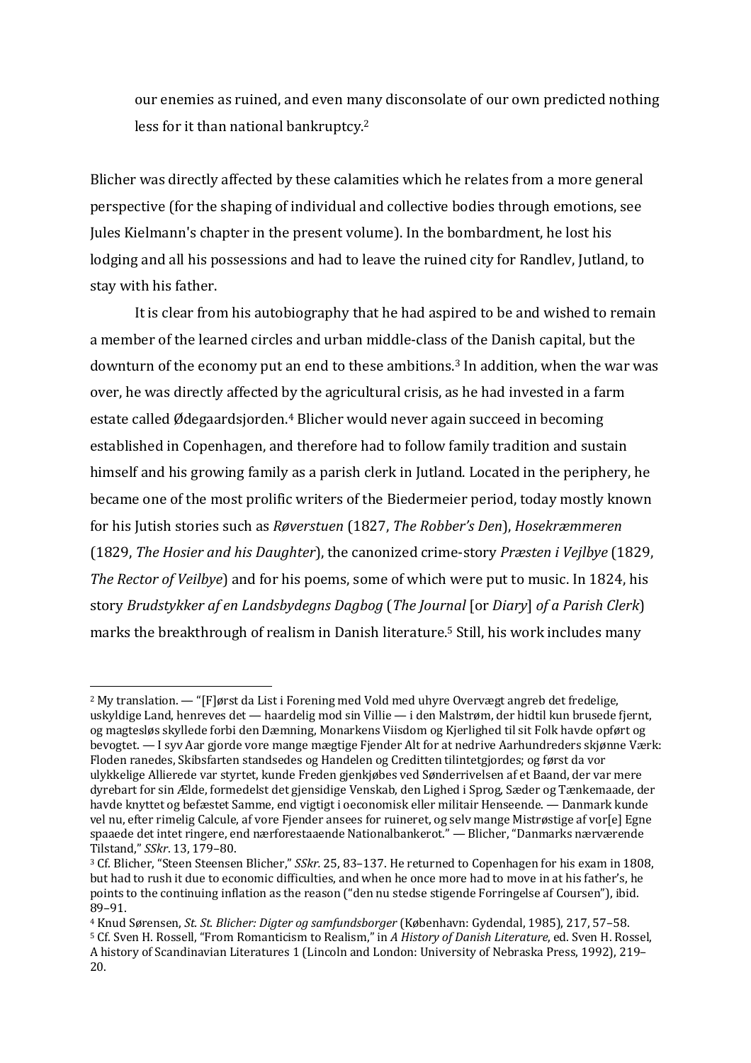our enemies as ruined, and even many disconsolate of our own predicted nothing less for it than national bankruptcy.[2]

Blicher was directly affected by these calamities which he relates from a more general perspective (for the shaping of individual and collective bodies through emotions, see Jules Kielmann's chapter in the present volume). In the bombardment, he lost his lodging and all his possessions and had to leave the ruined city for Randlev, Jutland, to stay with his father.

It is clear from his autobiography that he had aspired to be and wished to remain a member of the learned circles and urban middle-class of the Danish capital, but the downturn of the economy put an end to these ambitions.[3] In addition, when the war was over, he was directly affected by the agricultural crisis, as he had invested in a farm estate called Ødegaardsjorden.[4] Blicher would never again succeed in becoming established in Copenhagen, and therefore had to follow family tradition and sustain himself and his growing family as a parish clerk in Jutland. Located in the periphery, he became one of the most prolific writers of the Biedermeier period, today mostly known for his Jutish stories such as *Røverstuen* (1827, *The Robber's Den*), *Hosekræmmeren* (1829, *The Hosier and his Daughter*), the canonized crime-story *Præsten i Vejlbye* (1829, *The Rector of Veilbye*) and for his poems, some of which were put to music. In 1824, his story *Brudstykker af en Landsbydegns Dagbog* (*The Journal* [or *Diary*] *of a Parish Clerk*) marks the breakthrough of realism in Danish literature.[5] Still, his work includes many

---

[2] My translation. — "[F]ørst da List i Forening med Vold med uhyre Overvægt angreb det fredelige, uskyldige Land, henreves det — haardelig mod sin Villie — i den Malstrøm, der hidtil kun brusede fjernt, og magtesløs skyllede forbi den Dæmning, Monarkens Viisdom og Kjerlighed til sit Folk havde opført og bevogtet. — I syv Aar gjorde vore mange mægtige Fjender Alt for at nedrive Aarhundreders skjønne Værk: Floden ranedes, Skibsfarten standsedes og Handelen og Creditten tilintetgjordes; og først da vor ulykkelige Allierede var styrtet, kunde Freden gjenkjøbes ved Sønderrivelsen af et Baand, der var mere dyrebart for sin Ælde, formedelst det gjensidige Venskab, den Lighed i Sprog, Sæder og Tænkemaade, der havde knyttet og befæstet Samme, end vigtigt i oeconomisk eller militair Henseende. — Danmark kunde vel nu, efter rimelig Calcule, af vore Fjender ansees for ruineret, og selv mange Mistrøstige af vor[e] Egne spaaede det intet ringere, end nærforestaaende Nationalbankerot." — Blicher, "Danmarks nærværende Tilstand," *SSkr*. 13, 179–80.

[3] Cf. Blicher, "Steen Steensen Blicher," *SSkr.* 25, 83–137. He returned to Copenhagen for his exam in 1808, but had to rush it due to economic difficulties, and when he once more had to move in at his father's, he points to the continuing inflation as the reason ("den nu stedse stigende Forringelse af Coursen"), ibid. 89–91.

[4] Knud Sørensen, *St. St. Blicher: Digter og samfundsborger* (København: Gydendal, 1985), 217, 57–58.

[5] Cf. Sven H. Rossell, "From Romanticism to Realism," in *A History of Danish Literature*, ed. Sven H. Rossel, A history of Scandinavian Literatures 1 (Lincoln and London: University of Nebraska Press, 1992), 219–20.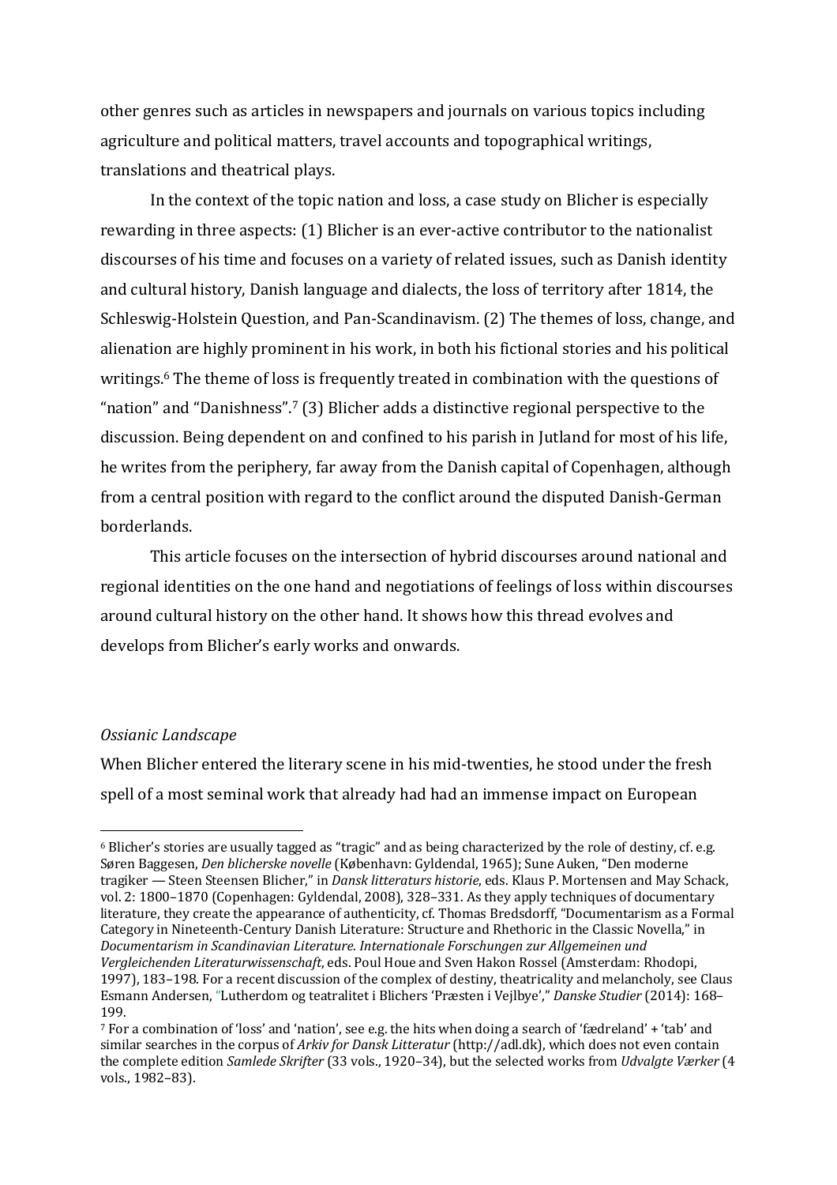other genres such as articles in newspapers and journals on various topics including agriculture and political matters, travel accounts and topographical writings, translations and theatrical plays.

In the context of the topic nation and loss, a case study on Blicher is especially rewarding in three aspects: (1) Blicher is an ever-active contributor to the nationalist discourses of his time and focuses on a variety of related issues, such as Danish identity and cultural history, Danish language and dialects, the loss of territory after 1814, the Schleswig-Holstein Question, and Pan-Scandinavism. (2) The themes of loss, change, and alienation are highly prominent in his work, in both his fictional stories and his political writings.[6] The theme of loss is frequently treated in combination with the questions of "nation" and "Danishness".[7] (3) Blicher adds a distinctive regional perspective to the discussion. Being dependent on and confined to his parish in Jutland for most of his life, he writes from the periphery, far away from the Danish capital of Copenhagen, although from a central position with regard to the conflict around the disputed Danish-German borderlands.

This article focuses on the intersection of hybrid discourses around national and regional identities on the one hand and negotiations of feelings of loss within discourses around cultural history on the other hand. It shows how this thread evolves and develops from Blicher's early works and onwards.

*Ossianic Landscape*

When Blicher entered the literary scene in his mid-twenties, he stood under the fresh spell of a most seminal work that already had had an immense impact on European

[6] Blicher's stories are usually tagged as "tragic" and as being characterized by the role of destiny, cf. e.g. Søren Baggesen, *Den blicherske novelle* (København: Gyldendal, 1965); Sune Auken, "Den moderne tragiker — Steen Steensen Blicher," in *Dansk litteraturs historie*, eds. Klaus P. Mortensen and May Schack, vol. 2: 1800–1870 (Copenhagen: Gyldendal, 2008), 328–331. As they apply techniques of documentary literature, they create the appearance of authenticity, cf. Thomas Bredsdorff, "Documentarism as a Formal Category in Nineteenth-Century Danish Literature: Structure and Rhethoric in the Classic Novella," in *Documentarism in Scandinavian Literature. Internationale Forschungen zur Allgemeinen und Vergleichenden Literaturwissenschaft*, eds. Poul Houe and Sven Hakon Rossel (Amsterdam: Rhodopi, 1997), 183–198. For a recent discussion of the complex of destiny, theatricality and melancholy, see Claus Esmann Andersen, "Lutherdom og teatralitet i Blichers 'Præsten i Vejlbye'," *Danske Studier* (2014): 168–199.

[7] For a combination of 'loss' and 'nation', see e.g. the hits when doing a search of 'fædreland' + 'tab' and similar searches in the corpus of *Arkiv for Dansk Litteratur* (http://adl.dk), which does not even contain the complete edition *Samlede Skrifter* (33 vols., 1920–34), but the selected works from *Udvalgte Værker* (4 vols., 1982–83).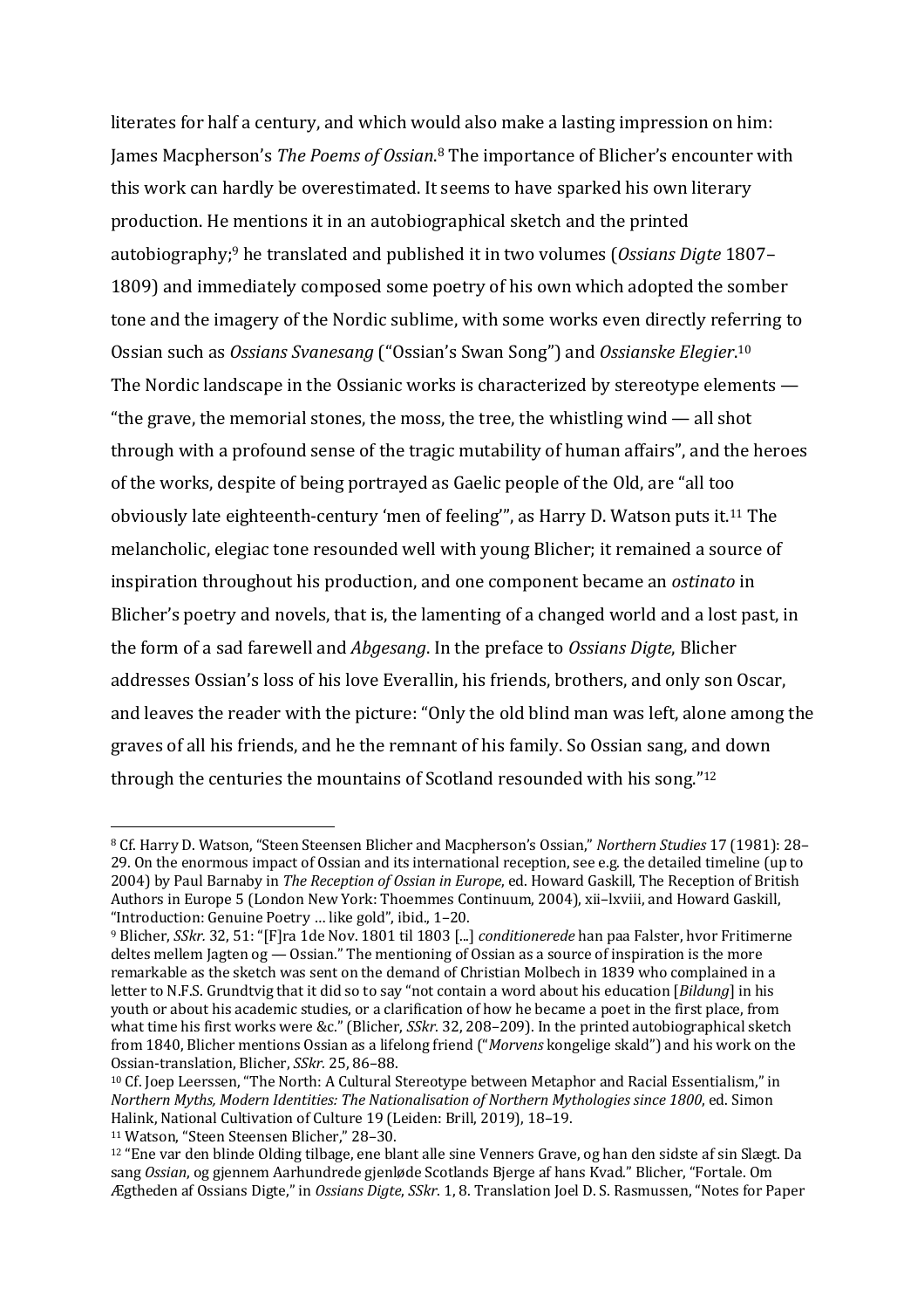literates for half a century, and which would also make a lasting impression on him: James Macpherson's *The Poems of Ossian*.[8] The importance of Blicher's encounter with this work can hardly be overestimated. It seems to have sparked his own literary production. He mentions it in an autobiographical sketch and the printed autobiography;[9] he translated and published it in two volumes (*Ossians Digte* 1807–1809) and immediately composed some poetry of his own which adopted the somber tone and the imagery of the Nordic sublime, with some works even directly referring to Ossian such as *Ossians Svanesang* ("Ossian's Swan Song") and *Ossianske Elegier*.[10] The Nordic landscape in the Ossianic works is characterized by stereotype elements — "the grave, the memorial stones, the moss, the tree, the whistling wind — all shot through with a profound sense of the tragic mutability of human affairs", and the heroes of the works, despite of being portrayed as Gaelic people of the Old, are "all too obviously late eighteenth-century 'men of feeling'", as Harry D. Watson puts it.[11] The melancholic, elegiac tone resounded well with young Blicher; it remained a source of inspiration throughout his production, and one component became an *ostinato* in Blicher's poetry and novels, that is, the lamenting of a changed world and a lost past, in the form of a sad farewell and *Abgesang*. In the preface to *Ossians Digte*, Blicher addresses Ossian's loss of his love Everallin, his friends, brothers, and only son Oscar, and leaves the reader with the picture: "Only the old blind man was left, alone among the graves of all his friends, and he the remnant of his family. So Ossian sang, and down through the centuries the mountains of Scotland resounded with his song."[12]

---

[8] Cf. Harry D. Watson, "Steen Steensen Blicher and Macpherson's Ossian," *Northern Studies* 17 (1981): 28–29. On the enormous impact of Ossian and its international reception, see e.g. the detailed timeline (up to 2004) by Paul Barnaby in *The Reception of Ossian in Europe*, ed. Howard Gaskill, The Reception of British Authors in Europe 5 (London New York: Thoemmes Continuum, 2004), xii–lxviii, and Howard Gaskill, "Introduction: Genuine Poetry … like gold", ibid., 1–20.

[9] Blicher, *SSkr.* 32, 51: "[F]ra 1de Nov. 1801 til 1803 [...] *conditionerede* han paa Falster, hvor Fritimerne deltes mellem Jagten og — Ossian." The mentioning of Ossian as a source of inspiration is the more remarkable as the sketch was sent on the demand of Christian Molbech in 1839 who complained in a letter to N.F.S. Grundtvig that it did so to say "not contain a word about his education [*Bildung*] in his youth or about his academic studies, or a clarification of how he became a poet in the first place, from what time his first works were &c." (Blicher, *SSkr.* 32, 208–209). In the printed autobiographical sketch from 1840, Blicher mentions Ossian as a lifelong friend ("*Morvens* kongelige skald") and his work on the Ossian-translation, Blicher, *SSkr.* 25, 86–88.

[10] Cf. Joep Leerssen, "The North: A Cultural Stereotype between Metaphor and Racial Essentialism," in *Northern Myths, Modern Identities: The Nationalisation of Northern Mythologies since 1800*, ed. Simon Halink, National Cultivation of Culture 19 (Leiden: Brill, 2019), 18–19.

[11] Watson, "Steen Steensen Blicher," 28–30.

[12] "Ene var den blinde Olding tilbage, ene blant alle sine Venners Grave, og han den sidste af sin Slægt. Da sang *Ossian*, og gjennem Aarhundrede gjenløde Scotlands Bjerge af hans Kvad." Blicher, "Fortale. Om Ægtheden af Ossians Digte," in *Ossians Digte*, *SSkr.* 1, 8. Translation Joel D. S. Rasmussen, "Notes for Paper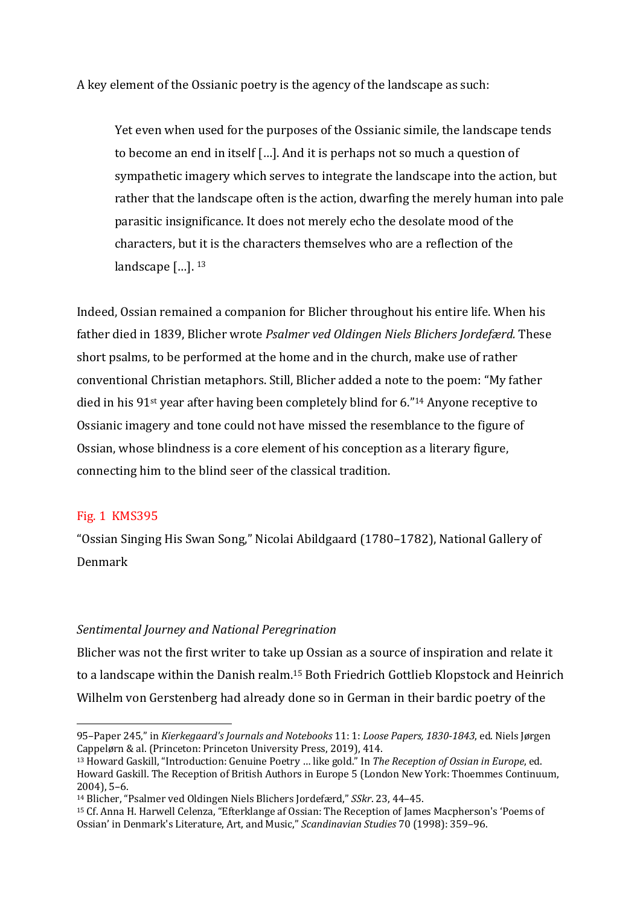A key element of the Ossianic poetry is the agency of the landscape as such:

> Yet even when used for the purposes of the Ossianic simile, the landscape tends to become an end in itself […]. And it is perhaps not so much a question of sympathetic imagery which serves to integrate the landscape into the action, but rather that the landscape often is the action, dwarfing the merely human into pale parasitic insignificance. It does not merely echo the desolate mood of the characters, but it is the characters themselves who are a reflection of the landscape […]. [13]

Indeed, Ossian remained a companion for Blicher throughout his entire life. When his father died in 1839, Blicher wrote *Psalmer ved Oldingen Niels Blichers Jordefærd.* These short psalms, to be performed at the home and in the church, make use of rather conventional Christian metaphors. Still, Blicher added a note to the poem: "My father died in his 91st year after having been completely blind for 6."[14] Anyone receptive to Ossianic imagery and tone could not have missed the resemblance to the figure of Ossian, whose blindness is a core element of his conception as a literary figure, connecting him to the blind seer of the classical tradition.

Fig. 1 KMS395

"Ossian Singing His Swan Song," Nicolai Abildgaard (1780–1782), National Gallery of Denmark

### *Sentimental Journey and National Peregrination*

Blicher was not the first writer to take up Ossian as a source of inspiration and relate it to a landscape within the Danish realm.[15] Both Friedrich Gottlieb Klopstock and Heinrich Wilhelm von Gerstenberg had already done so in German in their bardic poetry of the

---

95–Paper 245," in *Kierkegaard's Journals and Notebooks* 11: 1: *Loose Papers, 1830-1843*, ed. Niels Jørgen Cappelørn & al. (Princeton: Princeton University Press, 2019), 414.

[13] Howard Gaskill, "Introduction: Genuine Poetry … like gold." In *The Reception of Ossian in Europe*, ed. Howard Gaskill. The Reception of British Authors in Europe 5 (London New York: Thoemmes Continuum, 2004), 5–6.

[14] Blicher, "Psalmer ved Oldingen Niels Blichers Jordefærd," *SSkr*. 23, 44–45.

[15] Cf. Anna H. Harwell Celenza, "Efterklange af Ossian: The Reception of James Macpherson's 'Poems of Ossian' in Denmark's Literature, Art, and Music," *Scandinavian Studies* 70 (1998): 359–96.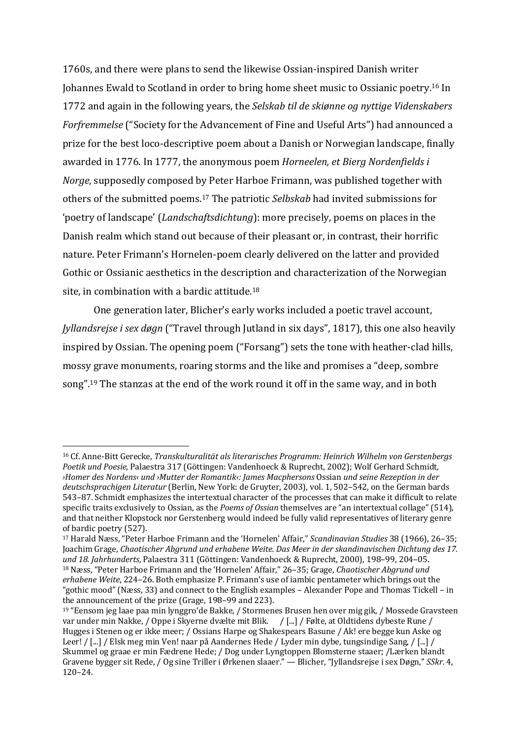1760s, and there were plans to send the likewise Ossian-inspired Danish writer Johannes Ewald to Scotland in order to bring home sheet music to Ossianic poetry.[16] In 1772 and again in the following years, the *Selskab til de skiønne og nyttige Videnskabers Forfremmelse* ("Society for the Advancement of Fine and Useful Arts") had announced a prize for the best loco-descriptive poem about a Danish or Norwegian landscape, finally awarded in 1776. In 1777, the anonymous poem *Horneelen, et Bierg Nordenfields i Norge*, supposedly composed by Peter Harboe Frimann, was published together with others of the submitted poems.[17] The patriotic *Selbskab* had invited submissions for 'poetry of landscape' (*Landschaftsdichtung*): more precisely, poems on places in the Danish realm which stand out because of their pleasant or, in contrast, their horrific nature. Peter Frimann's Hornelen-poem clearly delivered on the latter and provided Gothic or Ossianic aesthetics in the description and characterization of the Norwegian site, in combination with a bardic attitude.[18]

One generation later, Blicher's early works included a poetic travel account, *Jyllandsrejse i sex døgn* ("Travel through Jutland in six days", 1817), this one also heavily inspired by Ossian. The opening poem ("Forsang") sets the tone with heather-clad hills, mossy grave monuments, roaring storms and the like and promises a "deep, sombre song".[19] The stanzas at the end of the work round it off in the same way, and in both

---

[16] Cf. Anne-Bitt Gerecke, *Transkulturalität als literarisches Programm: Heinrich Wilhelm von Gerstenbergs Poetik und Poesie*, Palaestra 317 (Göttingen: Vandenhoeck & Ruprecht, 2002); Wolf Gerhard Schmidt, *›Homer des Nordens‹ und ›Mutter der Romantik‹: James Macphersons* Ossian *und seine Rezeption in der deutschsprachigen Literatur* (Berlin, New York: de Gruyter, 2003), vol. 1, 502–542, on the German bards 543–87. Schmidt emphasizes the intertextual character of the processes that can make it difficult to relate specific traits exclusively to Ossian, as the *Poems of Ossian* themselves are "an intertextual collage" (514), and that neither Klopstock nor Gerstenberg would indeed be fully valid representatives of literary genre of bardic poetry (527).

[17] Harald Næss, "Peter Harboe Frimann and the 'Hornelen' Affair," *Scandinavian Studies* 38 (1966), 26–35; Joachim Grage, *Chaotischer Abgrund und erhabene Weite. Das Meer in der skandinavischen Dichtung des 17. und 18. Jahrhunderts*, Palaestra 311 (Göttingen: Vandenhoeck & Ruprecht, 2000), 198–99, 204–05.

[18] Næss, "Peter Harboe Frimann and the 'Hornelen' Affair," 26–35; Grage, *Chaotischer Abgrund und erhabene Weite*, 224–26. Both emphasize P. Frimann's use of iambic pentameter which brings out the "gothic mood" (Næss, 33) and connect to the English examples – Alexander Pope and Thomas Tickell – in the announcement of the prize (Grage, 198–99 and 223).

[19] "Eensom jeg laae paa min lynggro'de Bakke, / Stormenes Brusen hen over mig gik, / Mossede Gravsteen var under min Nakke, / Oppe i Skyerne dvælte mit Blik. / [...] / Følte, at Oldtidens dybeste Rune / Hugges i Stenen og er ikke meer; / Ossians Harpe og Shakespears Basune / Ak! ere begge kun Aske og Leer! / [...] / Elsk meg min Ven! naar på Aandernes Hede / Lyder min dybe, tungsindige Sang, / [...] / Skummel og graae er min Fædrene Hede; / Dog under Lyngtoppen Blomsterne staaer; /Lærken blandt Gravene bygger sit Rede, / Og sine Triller i Ørkenen slaaer." — Blicher, "Jyllandsrejse i sex Døgn," *SSkr.* 4, 120–24.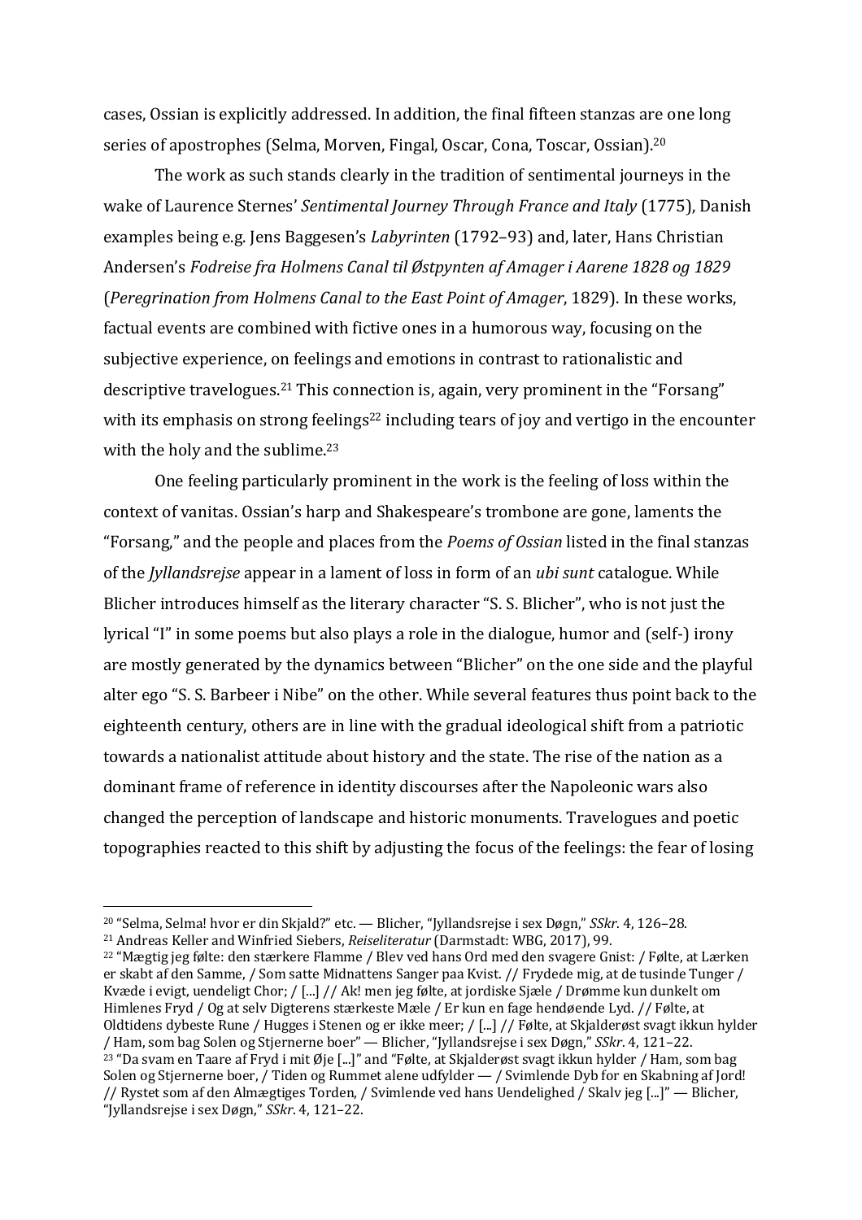cases, Ossian is explicitly addressed. In addition, the final fifteen stanzas are one long series of apostrophes (Selma, Morven, Fingal, Oscar, Cona, Toscar, Ossian).[20]

The work as such stands clearly in the tradition of sentimental journeys in the wake of Laurence Sternes' *Sentimental Journey Through France and Italy* (1775), Danish examples being e.g. Jens Baggesen's *Labyrinten* (1792–93) and, later, Hans Christian Andersen's *Fodreise fra Holmens Canal til Østpynten af Amager i Aarene 1828 og 1829* (*Peregrination from Holmens Canal to the East Point of Amager*, 1829). In these works, factual events are combined with fictive ones in a humorous way, focusing on the subjective experience, on feelings and emotions in contrast to rationalistic and descriptive travelogues.[21] This connection is, again, very prominent in the "Forsang" with its emphasis on strong feelings[22] including tears of joy and vertigo in the encounter with the holy and the sublime.[23]

One feeling particularly prominent in the work is the feeling of loss within the context of vanitas. Ossian's harp and Shakespeare's trombone are gone, laments the "Forsang," and the people and places from the *Poems of Ossian* listed in the final stanzas of the *Jyllandsrejse* appear in a lament of loss in form of an *ubi sunt* catalogue. While Blicher introduces himself as the literary character "S. S. Blicher", who is not just the lyrical "I" in some poems but also plays a role in the dialogue, humor and (self-) irony are mostly generated by the dynamics between "Blicher" on the one side and the playful alter ego "S. S. Barbeer i Nibe" on the other. While several features thus point back to the eighteenth century, others are in line with the gradual ideological shift from a patriotic towards a nationalist attitude about history and the state. The rise of the nation as a dominant frame of reference in identity discourses after the Napoleonic wars also changed the perception of landscape and historic monuments. Travelogues and poetic topographies reacted to this shift by adjusting the focus of the feelings: the fear of losing

---

[20] "Selma, Selma! hvor er din Skjald?" etc. — Blicher, "Jyllandsrejse i sex Døgn," *SSkr.* 4, 126–28.

[21] Andreas Keller and Winfried Siebers, *Reiseliteratur* (Darmstadt: WBG, 2017), 99.

[22] "Mægtig jeg følte: den stærkere Flamme / Blev ved hans Ord med den svagere Gnist: / Følte, at Lærken er skabt af den Samme, / Som satte Midnattens Sanger paa Kvist. // Frydede mig, at de tusinde Tunger / Kvæde i evigt, uendeligt Chor; / [...] // Ak! men jeg følte, at jordiske Sjæle / Drømme kun dunkelt om Himlenes Fryd / Og at selv Digterens stærkeste Mæle / Er kun en fage hendøende Lyd. // Følte, at Oldtidens dybeste Rune / Hugges i Stenen og er ikke meer; / [...] // Følte, at Skjalderøst svagt ikkun hylder / Ham, som bag Solen og Stjernerne boer" — Blicher, "Jyllandsrejse i sex Døgn," *SSkr.* 4, 121–22.

[23] "Da svam en Taare af Fryd i mit Øje [...]" and "Følte, at Skjalderøst svagt ikkun hylder / Ham, som bag Solen og Stjernerne boer, / Tiden og Rummet alene udfylder — / Svimlende Dyb for en Skabning af Jord! // Rystet som af den Almægtiges Torden, / Svimlende ved hans Uendelighed / Skalv jeg [...]" — Blicher, "Jyllandsrejse i sex Døgn," *SSkr.* 4, 121–22.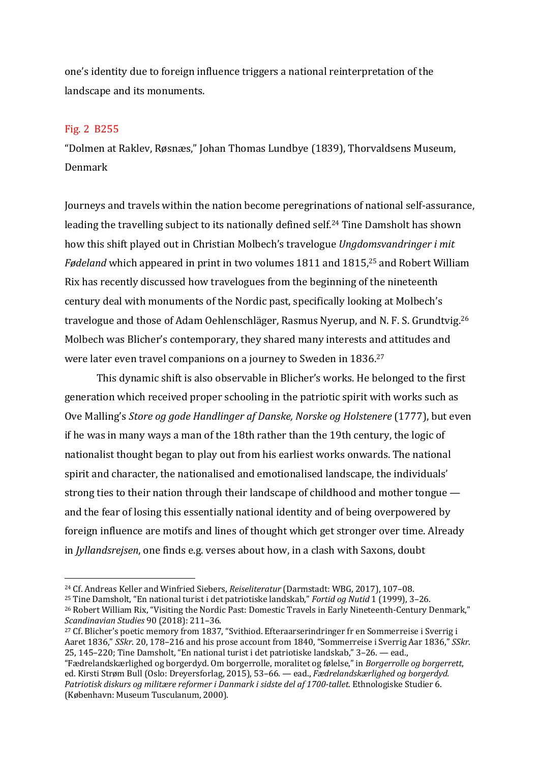one's identity due to foreign influence triggers a national reinterpretation of the landscape and its monuments.

Fig. 2 B255

"Dolmen at Raklev, Røsnæs," Johan Thomas Lundbye (1839), Thorvaldsens Museum, Denmark

Journeys and travels within the nation become peregrinations of national self-assurance, leading the travelling subject to its nationally defined self.[24] Tine Damsholt has shown how this shift played out in Christian Molbech's travelogue *Ungdomsvandringer i mit Fødeland* which appeared in print in two volumes 1811 and 1815,[25] and Robert William Rix has recently discussed how travelogues from the beginning of the nineteenth century deal with monuments of the Nordic past, specifically looking at Molbech's travelogue and those of Adam Oehlenschläger, Rasmus Nyerup, and N. F. S. Grundtvig.[26] Molbech was Blicher's contemporary, they shared many interests and attitudes and were later even travel companions on a journey to Sweden in 1836.[27]

This dynamic shift is also observable in Blicher's works. He belonged to the first generation which received proper schooling in the patriotic spirit with works such as Ove Malling's *Store og gode Handlinger af Danske, Norske og Holstenere* (1777), but even if he was in many ways a man of the 18th rather than the 19th century, the logic of nationalist thought began to play out from his earliest works onwards. The national spirit and character, the nationalised and emotionalised landscape, the individuals' strong ties to their nation through their landscape of childhood and mother tongue — and the fear of losing this essentially national identity and of being overpowered by foreign influence are motifs and lines of thought which get stronger over time. Already in *Jyllandsrejsen*, one finds e.g. verses about how, in a clash with Saxons, doubt

---

[24] Cf. Andreas Keller and Winfried Siebers, *Reiseliteratur* (Darmstadt: WBG, 2017), 107–08.

[25] Tine Damsholt, "En national turist i det patriotiske landskab," *Fortid og Nutid* 1 (1999), 3–26.

[26] Robert William Rix, "Visiting the Nordic Past: Domestic Travels in Early Nineteenth-Century Denmark," *Scandinavian Studies* 90 (2018): 211–36.

[27] Cf. Blicher's poetic memory from 1837, "Svithiod. Efteraarserindringer fr en Sommerreise i Sverrig i Aaret 1836," *SSkr*. 20, 178–216 and his prose account from 1840, "Sommerreise i Sverrig Aar 1836," *SSkr*. 25, 145–220; Tine Damsholt, "En national turist i det patriotiske landskab," 3–26. — ead., "Fædrelandskærlighed og borgerdyd. Om borgerrolle, moralitet og følelse," in *Borgerrolle og borgerrett*, ed. Kirsti Strøm Bull (Oslo: Dreyersforlag, 2015), 53–66. — ead., *Fædrelandskærlighed og borgerdyd. Patriotisk diskurs og militære reformer i Danmark i sidste del af 1700-tallet*. Ethnologiske Studier 6. (København: Museum Tusculanum, 2000).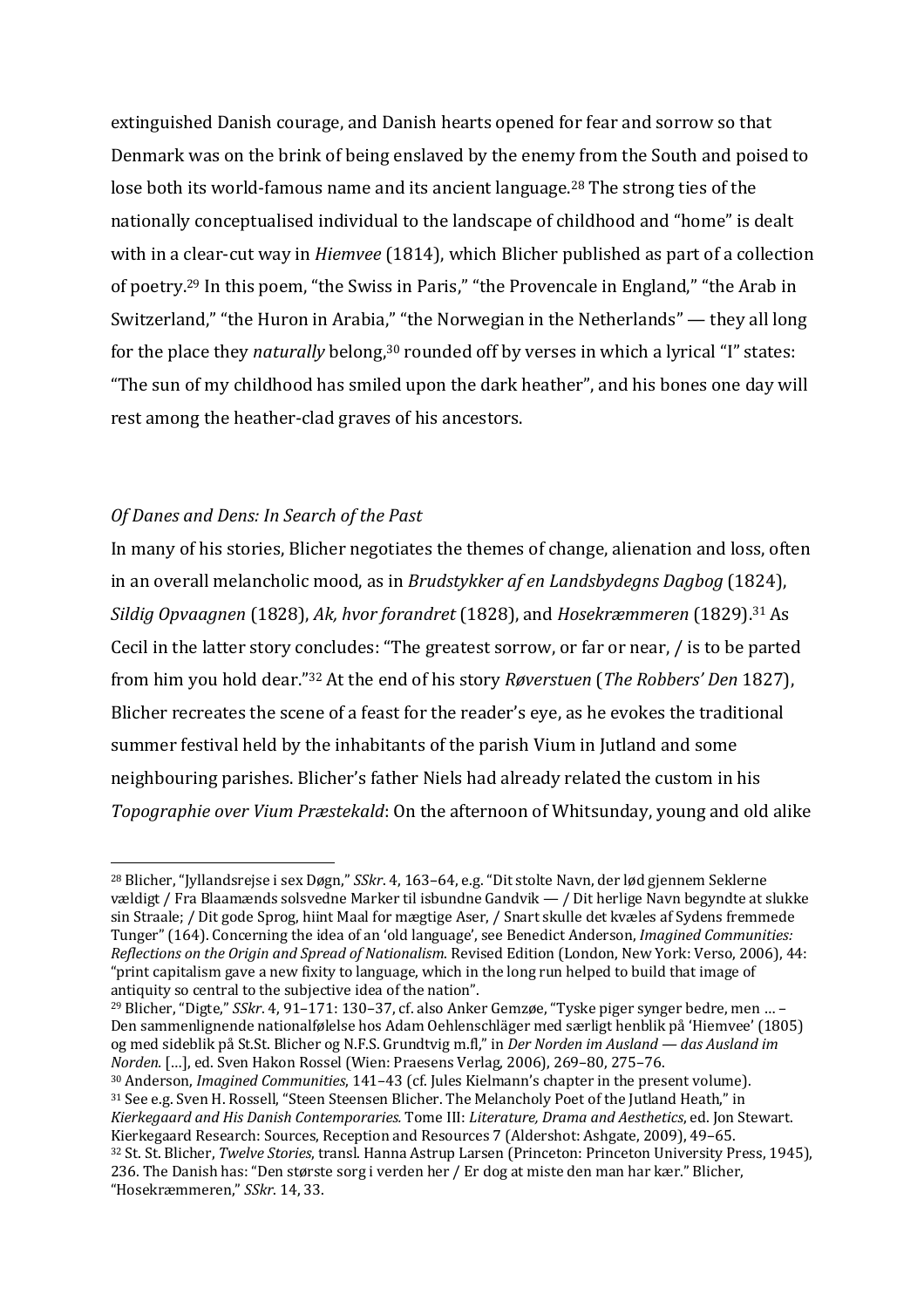extinguished Danish courage, and Danish hearts opened for fear and sorrow so that Denmark was on the brink of being enslaved by the enemy from the South and poised to lose both its world-famous name and its ancient language.[28] The strong ties of the nationally conceptualised individual to the landscape of childhood and "home" is dealt with in a clear-cut way in *Hiemvee* (1814), which Blicher published as part of a collection of poetry.[29] In this poem, "the Swiss in Paris," "the Provencale in England," "the Arab in Switzerland," "the Huron in Arabia," "the Norwegian in the Netherlands" — they all long for the place they *naturally* belong,[30] rounded off by verses in which a lyrical "I" states: "The sun of my childhood has smiled upon the dark heather", and his bones one day will rest among the heather-clad graves of his ancestors.

### *Of Danes and Dens: In Search of the Past*

In many of his stories, Blicher negotiates the themes of change, alienation and loss, often in an overall melancholic mood, as in *Brudstykker af en Landsbydegns Dagbog* (1824), *Sildig Opvaagnen* (1828), *Ak, hvor forandret* (1828), and *Hosekræmmeren* (1829).[31] As Cecil in the latter story concludes: "The greatest sorrow, or far or near, / is to be parted from him you hold dear."[32] At the end of his story *Røverstuen* (*The Robbers' Den* 1827), Blicher recreates the scene of a feast for the reader's eye, as he evokes the traditional summer festival held by the inhabitants of the parish Vium in Jutland and some neighbouring parishes. Blicher's father Niels had already related the custom in his *Topographie over Vium Præstekald*: On the afternoon of Whitsunday, young and old alike

---

[28] Blicher, "Jyllandsrejse i sex Døgn," *SSkr.* 4, 163–64, e.g. "Dit stolte Navn, der lød gjennem Seklerne vældigt / Fra Blaamænds solsvedne Marker til isbundne Gandvik — / Dit herlige Navn begyndte at slukke sin Straale; / Dit gode Sprog, hiint Maal for mægtige Aser, / Snart skulle det kvæles af Sydens fremmede Tunger" (164). Concerning the idea of an 'old language', see Benedict Anderson, *Imagined Communities: Reflections on the Origin and Spread of Nationalism*. Revised Edition (London, New York: Verso, 2006), 44: "print capitalism gave a new fixity to language, which in the long run helped to build that image of antiquity so central to the subjective idea of the nation".

[29] Blicher, "Digte," *SSkr.* 4, 91–171: 130–37, cf. also Anker Gemzøe, "Tyske piger synger bedre, men … – Den sammenlignende nationalfølelse hos Adam Oehlenschläger med særligt henblik på 'Hiemvee' (1805) og med sideblik på St.St. Blicher og N.F.S. Grundtvig m.fl," in *Der Norden im Ausland — das Ausland im Norden.* […], ed. Sven Hakon Rossel (Wien: Praesens Verlag, 2006), 269–80, 275–76.

[30] Anderson, *Imagined Communities*, 141–43 (cf. Jules Kielmann's chapter in the present volume).

[31] See e.g. Sven H. Rossell, "Steen Steensen Blicher. The Melancholy Poet of the Jutland Heath," in *Kierkegaard and His Danish Contemporaries.* Tome III: *Literature, Drama and Aesthetics*, ed. Jon Stewart. Kierkegaard Research: Sources, Reception and Resources 7 (Aldershot: Ashgate, 2009), 49–65.

[32] St. St. Blicher, *Twelve Stories*, transl. Hanna Astrup Larsen (Princeton: Princeton University Press, 1945), 236. The Danish has: "Den største sorg i verden her / Er dog at miste den man har kær." Blicher, "Hosekræmmeren," *SSkr.* 14, 33.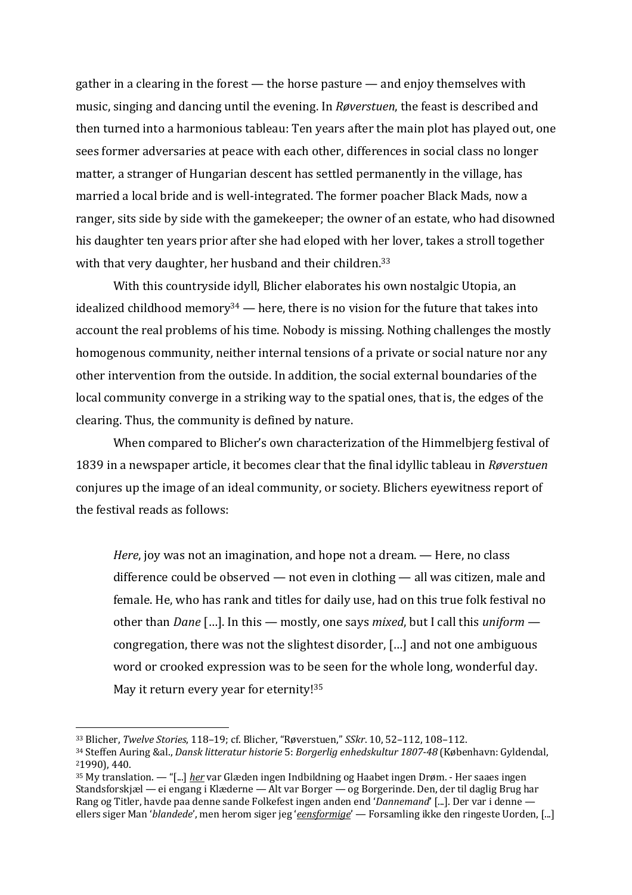gather in a clearing in the forest — the horse pasture — and enjoy themselves with music, singing and dancing until the evening. In *Røverstuen*, the feast is described and then turned into a harmonious tableau: Ten years after the main plot has played out, one sees former adversaries at peace with each other, differences in social class no longer matter, a stranger of Hungarian descent has settled permanently in the village, has married a local bride and is well-integrated. The former poacher Black Mads, now a ranger, sits side by side with the gamekeeper; the owner of an estate, who had disowned his daughter ten years prior after she had eloped with her lover, takes a stroll together with that very daughter, her husband and their children.[33]

With this countryside idyll, Blicher elaborates his own nostalgic Utopia, an idealized childhood memory[34] — here, there is no vision for the future that takes into account the real problems of his time. Nobody is missing. Nothing challenges the mostly homogenous community, neither internal tensions of a private or social nature nor any other intervention from the outside. In addition, the social external boundaries of the local community converge in a striking way to the spatial ones, that is, the edges of the clearing. Thus, the community is defined by nature.

When compared to Blicher's own characterization of the Himmelbjerg festival of 1839 in a newspaper article, it becomes clear that the final idyllic tableau in *Røverstuen* conjures up the image of an ideal community, or society. Blichers eyewitness report of the festival reads as follows:

> *Here*, joy was not an imagination, and hope not a dream. — Here, no class difference could be observed — not even in clothing — all was citizen, male and female. He, who has rank and titles for daily use, had on this true folk festival no other than *Dane* […]. In this — mostly, one says *mixed*, but I call this *uniform* — congregation, there was not the slightest disorder, […] and not one ambiguous word or crooked expression was to be seen for the whole long, wonderful day. May it return every year for eternity![35]

---

[33] Blicher, *Twelve Stories*, 118–19; cf. Blicher, "Røverstuen," *SSkr*. 10, 52–112, 108–112.

[34] Steffen Auring &al., *Dansk litteratur historie* 5: *Borgerlig enhedskultur 1807-48* (København: Gyldendal, ²1990), 440.

[35] My translation. — "[...] *her* var Glæden ingen Indbildning og Haabet ingen Drøm. - Her saaes ingen Standsforskjæl — ei engang i Klæderne — Alt var Borger — og Borgerinde. Den, der til daglig Brug har Rang og Titler, havde paa denne sande Folkefest ingen anden end '*Dannemand*' [...]. Der var i denne — ellers siger Man '*blandede*', men herom siger jeg '*eensformige*' — Forsamling ikke den ringeste Uorden, [...]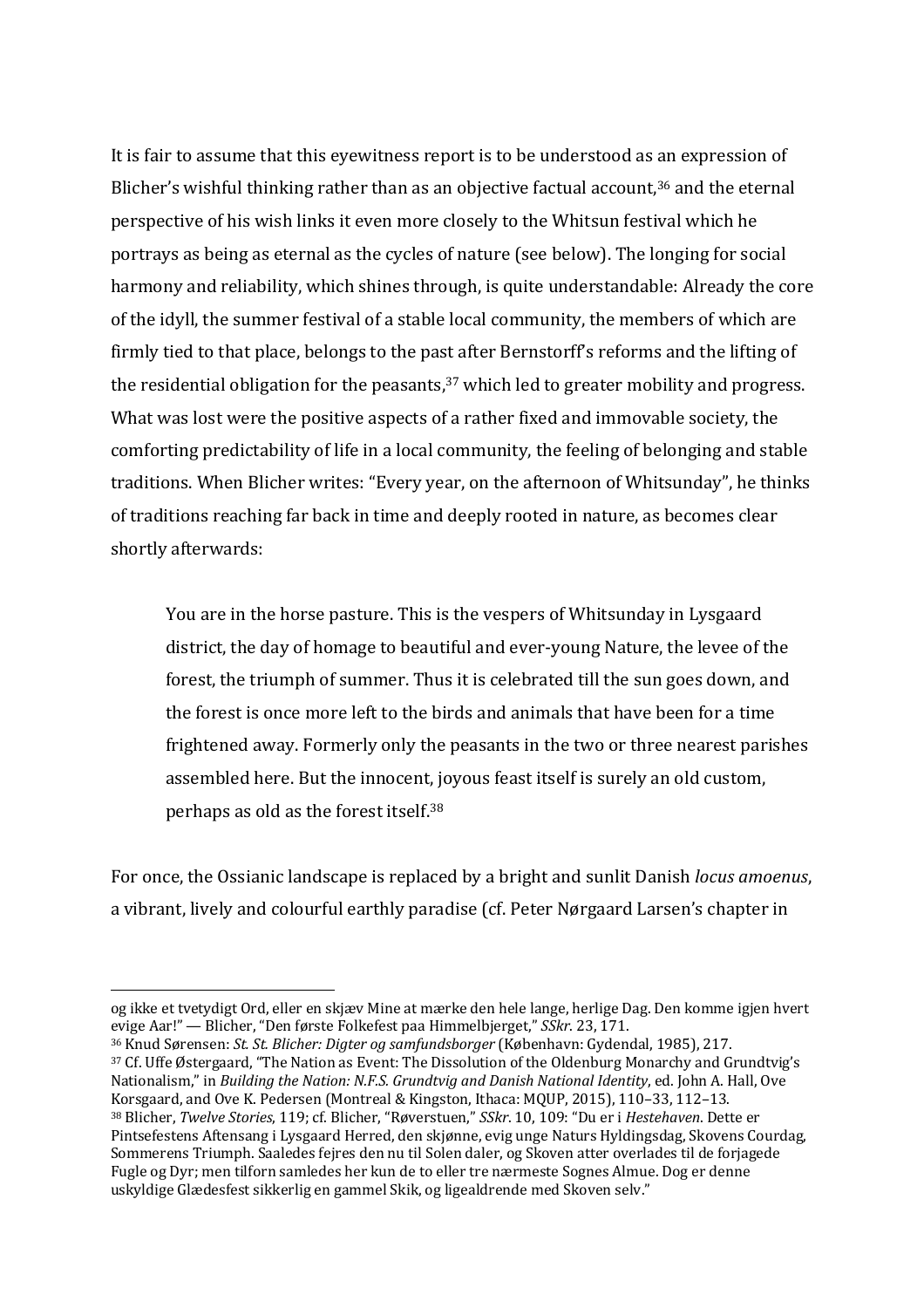It is fair to assume that this eyewitness report is to be understood as an expression of Blicher's wishful thinking rather than as an objective factual account,[36] and the eternal perspective of his wish links it even more closely to the Whitsun festival which he portrays as being as eternal as the cycles of nature (see below). The longing for social harmony and reliability, which shines through, is quite understandable: Already the core of the idyll, the summer festival of a stable local community, the members of which are firmly tied to that place, belongs to the past after Bernstorff's reforms and the lifting of the residential obligation for the peasants,[37] which led to greater mobility and progress. What was lost were the positive aspects of a rather fixed and immovable society, the comforting predictability of life in a local community, the feeling of belonging and stable traditions. When Blicher writes: "Every year, on the afternoon of Whitsunday", he thinks of traditions reaching far back in time and deeply rooted in nature, as becomes clear shortly afterwards:

> You are in the horse pasture. This is the vespers of Whitsunday in Lysgaard district, the day of homage to beautiful and ever-young Nature, the levee of the forest, the triumph of summer. Thus it is celebrated till the sun goes down, and the forest is once more left to the birds and animals that have been for a time frightened away. Formerly only the peasants in the two or three nearest parishes assembled here. But the innocent, joyous feast itself is surely an old custom, perhaps as old as the forest itself.[38]

For once, the Ossianic landscape is replaced by a bright and sunlit Danish *locus amoenus*, a vibrant, lively and colourful earthly paradise (cf. Peter Nørgaard Larsen's chapter in

---

og ikke et tvetydigt Ord, eller en skjæv Mine at mærke den hele lange, herlige Dag. Den komme igjen hvert evige Aar!" — Blicher, "Den første Folkefest paa Himmelbjerget," *SSkr.* 23, 171.

[36] Knud Sørensen: *St. St. Blicher: Digter og samfundsborger* (København: Gydendal, 1985), 217.

[37] Cf. Uffe Østergaard, "The Nation as Event: The Dissolution of the Oldenburg Monarchy and Grundtvig's Nationalism," in *Building the Nation: N.F.S. Grundtvig and Danish National Identity*, ed. John A. Hall, Ove Korsgaard, and Ove K. Pedersen (Montreal & Kingston, Ithaca: MQUP, 2015), 110–33, 112–13.

[38] Blicher, *Twelve Stories*, 119; cf. Blicher, "Røverstuen," *SSkr*. 10, 109: "Du er i *Hestehaven*. Dette er Pintsefestens Aftensang i Lysgaard Herred, den skjønne, evig unge Naturs Hyldingsdag, Skovens Courdag, Sommerens Triumph. Saaledes fejres den nu til Solen daler, og Skoven atter overlades til de forjagede Fugle og Dyr; men tilforn samledes her kun de to eller tre nærmeste Sognes Almue. Dog er denne uskyldige Glædesfest sikkerlig en gammel Skik, og ligealdrende med Skoven selv."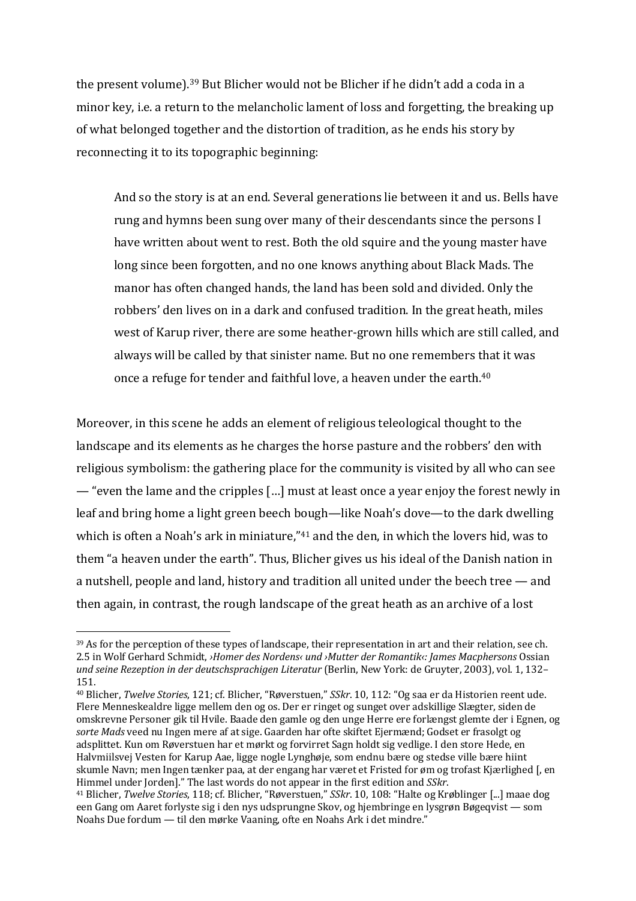the present volume).[39] But Blicher would not be Blicher if he didn't add a coda in a minor key, i.e. a return to the melancholic lament of loss and forgetting, the breaking up of what belonged together and the distortion of tradition, as he ends his story by reconnecting it to its topographic beginning:

> And so the story is at an end. Several generations lie between it and us. Bells have rung and hymns been sung over many of their descendants since the persons I have written about went to rest. Both the old squire and the young master have long since been forgotten, and no one knows anything about Black Mads. The manor has often changed hands, the land has been sold and divided. Only the robbers' den lives on in a dark and confused tradition. In the great heath, miles west of Karup river, there are some heather-grown hills which are still called, and always will be called by that sinister name. But no one remembers that it was once a refuge for tender and faithful love, a heaven under the earth.[40]

Moreover, in this scene he adds an element of religious teleological thought to the landscape and its elements as he charges the horse pasture and the robbers' den with religious symbolism: the gathering place for the community is visited by all who can see — "even the lame and the cripples […] must at least once a year enjoy the forest newly in leaf and bring home a light green beech bough—like Noah's dove—to the dark dwelling which is often a Noah's ark in miniature,"[41] and the den, in which the lovers hid, was to them "a heaven under the earth". Thus, Blicher gives us his ideal of the Danish nation in a nutshell, people and land, history and tradition all united under the beech tree — and then again, in contrast, the rough landscape of the great heath as an archive of a lost

---

[39] As for the perception of these types of landscape, their representation in art and their relation, see ch. 2.5 in Wolf Gerhard Schmidt, *›Homer des Nordens‹ und ›Mutter der Romantik‹: James Macphersons* Ossian *und seine Rezeption in der deutschsprachigen Literatur* (Berlin, New York: de Gruyter, 2003), vol. 1, 132–151.

[40] Blicher, *Twelve Stories*, 121; cf. Blicher, "Røverstuen," *SSkr*. 10, 112: "Og saa er da Historien reent ude. Flere Menneskealdre ligge mellem den og os. Der er ringet og sunget over adskillige Slægter, siden de omskrevne Personer gik til Hvile. Baade den gamle og den unge Herre ere forlængst glemte der i Egnen, og *sorte Mads* veed nu Ingen mere af at sige. Gaarden har ofte skiftet Ejermænd; Godset er frasolgt og adsplittet. Kun om Røverstuen har et mørkt og forvirret Sagn holdt sig vedlige. I den store Hede, en Halvmiilsvej Vesten for Karup Aae, ligge nogle Lynghøje, som endnu bære og stedse ville bære hiint skumle Navn; men Ingen tænker paa, at der engang har været et Fristed for øm og trofast Kjærlighed [, en Himmel under Jorden]." The last words do not appear in the first edition and *SSkr*.

[41] Blicher, *Twelve Stories*, 118; cf. Blicher, "Røverstuen," *SSkr*. 10, 108: "Halte og Krøblinger [...] maae dog een Gang om Aaret forlyste sig i den nys udsprungne Skov, og hjembringe en lysgrøn Bøgeqvist — som Noahs Due fordum — til den mørke Vaaning, ofte en Noahs Ark i det mindre."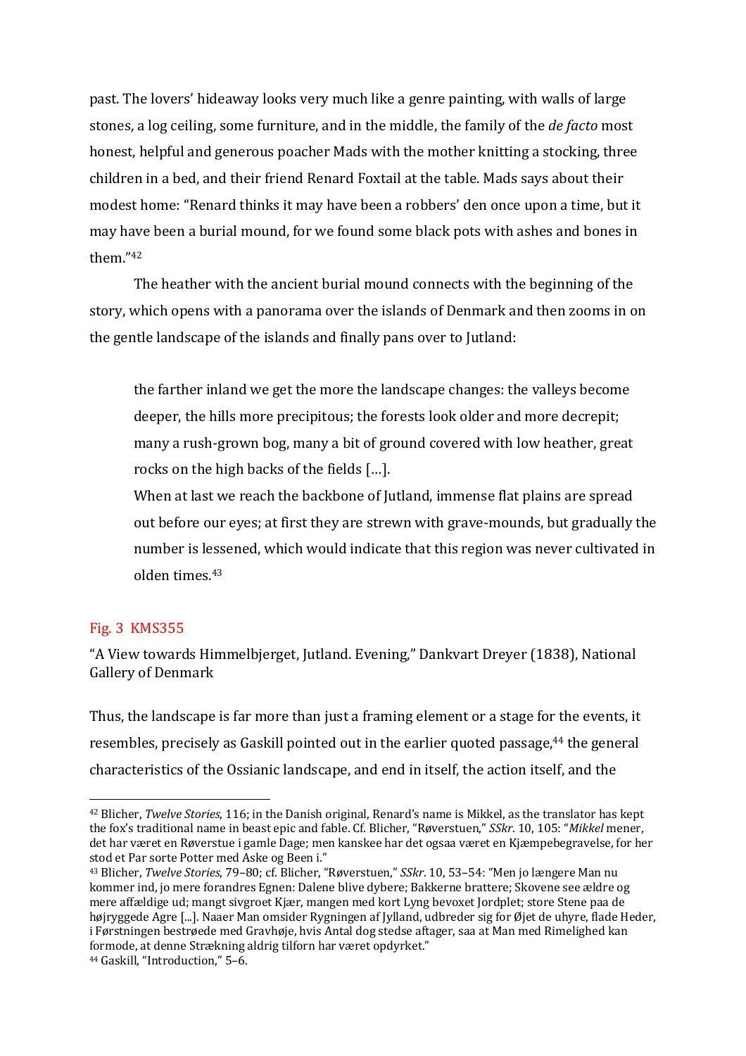past. The lovers' hideaway looks very much like a genre painting, with walls of large stones, a log ceiling, some furniture, and in the middle, the family of the *de facto* most honest, helpful and generous poacher Mads with the mother knitting a stocking, three children in a bed, and their friend Renard Foxtail at the table. Mads says about their modest home: "Renard thinks it may have been a robbers' den once upon a time, but it may have been a burial mound, for we found some black pots with ashes and bones in them."[42]

The heather with the ancient burial mound connects with the beginning of the story, which opens with a panorama over the islands of Denmark and then zooms in on the gentle landscape of the islands and finally pans over to Jutland:

> the farther inland we get the more the landscape changes: the valleys become deeper, the hills more precipitous; the forests look older and more decrepit; many a rush-grown bog, many a bit of ground covered with low heather, great rocks on the high backs of the fields […].
>
> When at last we reach the backbone of Jutland, immense flat plains are spread out before our eyes; at first they are strewn with grave-mounds, but gradually the number is lessened, which would indicate that this region was never cultivated in olden times.[43]

Fig. 3 KMS355

"A View towards Himmelbjerget, Jutland. Evening," Dankvart Dreyer (1838), National Gallery of Denmark

Thus, the landscape is far more than just a framing element or a stage for the events, it resembles, precisely as Gaskill pointed out in the earlier quoted passage,[44] the general characteristics of the Ossianic landscape, and end in itself, the action itself, and the

---

[42] Blicher, *Twelve Stories*, 116; in the Danish original, Renard's name is Mikkel, as the translator has kept the fox's traditional name in beast epic and fable. Cf. Blicher, "Røverstuen," *SSkr*. 10, 105: "*Mikkel* mener, det har været en Røverstue i gamle Dage; men kanskee har det ogsaa været en Kjæmpebegravelse, for her stod et Par sorte Potter med Aske og Been i."

[43] Blicher, *Twelve Stories*, 79–80; cf. Blicher, "Røverstuen," *SSkr*. 10, 53–54: "Men jo længere Man nu kommer ind, jo mere forandres Egnen: Dalene blive dybere; Bakkerne brattere; Skovene see ældre og mere affældige ud; mangt sivgroet Kjær, mangen med kort Lyng bevoxet Jordplet; store Stene paa de højryggede Agre [...]. Naaer Man omsider Rygningen af Jylland, udbreder sig for Øjet de uhyre, flade Heder, i Førstningen bestrøede med Gravhøje, hvis Antal dog stedse aftager, saa at Man med Rimelighed kan formode, at denne Strækning aldrig tilforn har været opdyrket."

[44] Gaskill, "Introduction," 5–6.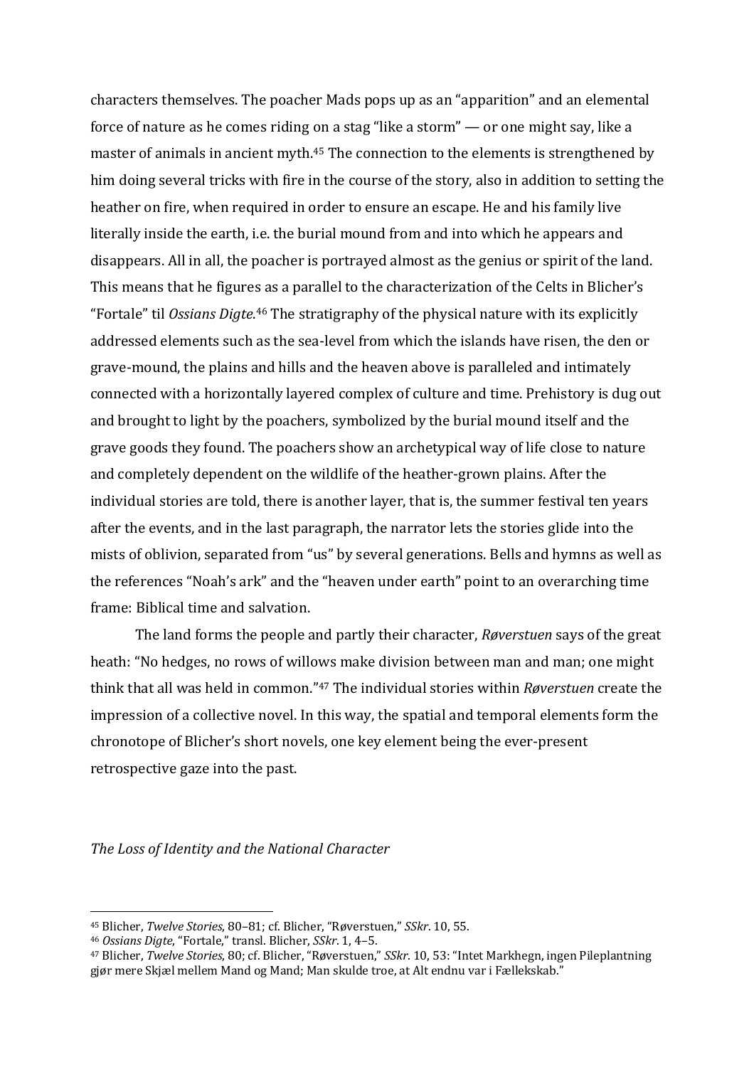characters themselves. The poacher Mads pops up as an "apparition" and an elemental force of nature as he comes riding on a stag "like a storm" — or one might say, like a master of animals in ancient myth.[45] The connection to the elements is strengthened by him doing several tricks with fire in the course of the story, also in addition to setting the heather on fire, when required in order to ensure an escape. He and his family live literally inside the earth, i.e. the burial mound from and into which he appears and disappears. All in all, the poacher is portrayed almost as the genius or spirit of the land. This means that he figures as a parallel to the characterization of the Celts in Blicher's "Fortale" til *Ossians Digte*.[46] The stratigraphy of the physical nature with its explicitly addressed elements such as the sea-level from which the islands have risen, the den or grave-mound, the plains and hills and the heaven above is paralleled and intimately connected with a horizontally layered complex of culture and time. Prehistory is dug out and brought to light by the poachers, symbolized by the burial mound itself and the grave goods they found. The poachers show an archetypical way of life close to nature and completely dependent on the wildlife of the heather-grown plains. After the individual stories are told, there is another layer, that is, the summer festival ten years after the events, and in the last paragraph, the narrator lets the stories glide into the mists of oblivion, separated from "us" by several generations. Bells and hymns as well as the references "Noah's ark" and the "heaven under earth" point to an overarching time frame: Biblical time and salvation.

The land forms the people and partly their character, *Røverstuen* says of the great heath: "No hedges, no rows of willows make division between man and man; one might think that all was held in common."[47] The individual stories within *Røverstuen* create the impression of a collective novel. In this way, the spatial and temporal elements form the chronotope of Blicher's short novels, one key element being the ever-present retrospective gaze into the past.

### *The Loss of Identity and the National Character*

---

[45] Blicher, *Twelve Stories*, 80–81; cf. Blicher, "Røverstuen," *SSkr*. 10, 55.

[46] *Ossians Digte*, "Fortale," transl. Blicher, *SSkr*. 1, 4–5.

[47] Blicher, *Twelve Stories*, 80; cf. Blicher, "Røverstuen," *SSkr*. 10, 53: "Intet Markhegn, ingen Pileplantning gjør mere Skjæl mellem Mand og Mand; Man skulde troe, at Alt endnu var i Fællekskab."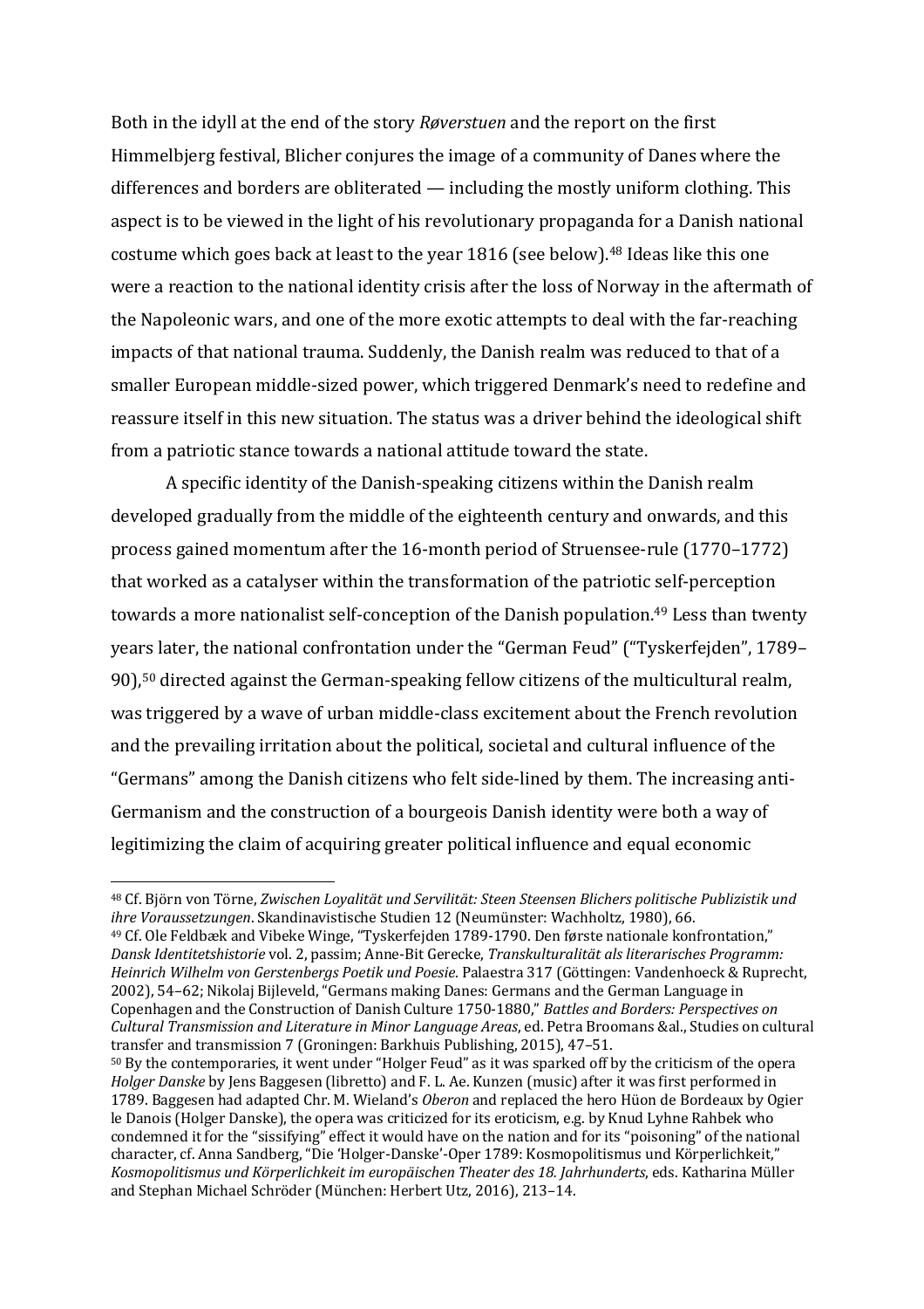Both in the idyll at the end of the story *Røverstuen* and the report on the first Himmelbjerg festival, Blicher conjures the image of a community of Danes where the differences and borders are obliterated — including the mostly uniform clothing. This aspect is to be viewed in the light of his revolutionary propaganda for a Danish national costume which goes back at least to the year 1816 (see below).[48] Ideas like this one were a reaction to the national identity crisis after the loss of Norway in the aftermath of the Napoleonic wars, and one of the more exotic attempts to deal with the far-reaching impacts of that national trauma. Suddenly, the Danish realm was reduced to that of a smaller European middle-sized power, which triggered Denmark's need to redefine and reassure itself in this new situation. The status was a driver behind the ideological shift from a patriotic stance towards a national attitude toward the state.

A specific identity of the Danish-speaking citizens within the Danish realm developed gradually from the middle of the eighteenth century and onwards, and this process gained momentum after the 16-month period of Struensee-rule (1770–1772) that worked as a catalyser within the transformation of the patriotic self-perception towards a more nationalist self-conception of the Danish population.[49] Less than twenty years later, the national confrontation under the "German Feud" ("Tyskerfejden", 1789–90),[50] directed against the German-speaking fellow citizens of the multicultural realm, was triggered by a wave of urban middle-class excitement about the French revolution and the prevailing irritation about the political, societal and cultural influence of the "Germans" among the Danish citizens who felt side-lined by them. The increasing anti-Germanism and the construction of a bourgeois Danish identity were both a way of legitimizing the claim of acquiring greater political influence and equal economic

---

[48] Cf. Björn von Törne, *Zwischen Loyalität und Servilität: Steen Steensen Blichers politische Publizistik und ihre Voraussetzungen*. Skandinavistische Studien 12 (Neumünster: Wachholtz, 1980), 66.

[49] Cf. Ole Feldbæk and Vibeke Winge, "Tyskerfejden 1789-1790. Den første nationale konfrontation," *Dansk Identitetshistorie* vol. 2, passim; Anne-Bit Gerecke, *Transkulturalität als literarisches Programm: Heinrich Wilhelm von Gerstenbergs Poetik und Poesie*. Palaestra 317 (Göttingen: Vandenhoeck & Ruprecht, 2002), 54–62; Nikolaj Bijleveld, "Germans making Danes: Germans and the German Language in Copenhagen and the Construction of Danish Culture 1750-1880," *Battles and Borders: Perspectives on Cultural Transmission and Literature in Minor Language Areas*, ed. Petra Broomans &al., Studies on cultural transfer and transmission 7 (Groningen: Barkhuis Publishing, 2015), 47–51.

[50] By the contemporaries, it went under "Holger Feud" as it was sparked off by the criticism of the opera *Holger Danske* by Jens Baggesen (libretto) and F. L. Ae. Kunzen (music) after it was first performed in 1789. Baggesen had adapted Chr. M. Wieland's *Oberon* and replaced the hero Hüon de Bordeaux by Ogier le Danois (Holger Danske), the opera was criticized for its eroticism, e.g. by Knud Lyhne Rahbek who condemned it for the "sissifying" effect it would have on the nation and for its "poisoning" of the national character, cf. Anna Sandberg, "Die 'Holger-Danske'-Oper 1789: Kosmopolitismus und Körperlichkeit," *Kosmopolitismus und Körperlichkeit im europäischen Theater des 18. Jahrhunderts*, eds. Katharina Müller and Stephan Michael Schröder (München: Herbert Utz, 2016), 213–14.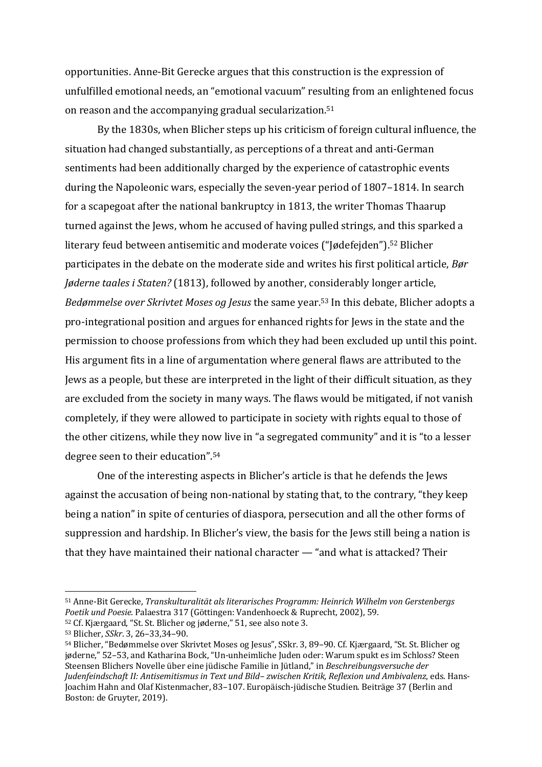opportunities. Anne-Bit Gerecke argues that this construction is the expression of unfulfilled emotional needs, an "emotional vacuum" resulting from an enlightened focus on reason and the accompanying gradual secularization.[51]

By the 1830s, when Blicher steps up his criticism of foreign cultural influence, the situation had changed substantially, as perceptions of a threat and anti-German sentiments had been additionally charged by the experience of catastrophic events during the Napoleonic wars, especially the seven-year period of 1807–1814. In search for a scapegoat after the national bankruptcy in 1813, the writer Thomas Thaarup turned against the Jews, whom he accused of having pulled strings, and this sparked a literary feud between antisemitic and moderate voices ("Jødefejden").[52] Blicher participates in the debate on the moderate side and writes his first political article, *Bør Jøderne taales i Staten?* (1813), followed by another, considerably longer article, *Bedømmelse over Skrivtet Moses og Jesus* the same year.[53] In this debate, Blicher adopts a pro-integrational position and argues for enhanced rights for Jews in the state and the permission to choose professions from which they had been excluded up until this point. His argument fits in a line of argumentation where general flaws are attributed to the Jews as a people, but these are interpreted in the light of their difficult situation, as they are excluded from the society in many ways. The flaws would be mitigated, if not vanish completely, if they were allowed to participate in society with rights equal to those of the other citizens, while they now live in "a segregated community" and it is "to a lesser degree seen to their education".[54]

One of the interesting aspects in Blicher's article is that he defends the Jews against the accusation of being non-national by stating that, to the contrary, "they keep being a nation" in spite of centuries of diaspora, persecution and all the other forms of suppression and hardship. In Blicher's view, the basis for the Jews still being a nation is that they have maintained their national character — "and what is attacked? Their

---

[51] Anne-Bit Gerecke, *Transkulturalität als literarisches Programm: Heinrich Wilhelm von Gerstenbergs Poetik und Poesie*. Palaestra 317 (Göttingen: Vandenhoeck & Ruprecht, 2002), 59.

[52] Cf. Kjærgaard, "St. St. Blicher og jøderne," 51, see also note 3.

[53] Blicher, *SSkr*. 3, 26–33,34–90.

[54] Blicher, "Bedømmelse over Skrivtet Moses og Jesus", SSkr. 3, 89–90. Cf. Kjærgaard, "St. St. Blicher og jøderne," 52–53, and Katharina Bock, "Un-unheimliche Juden oder: Warum spukt es im Schloss? Steen Steensen Blichers Novelle über eine jüdische Familie in Jütland," in *Beschreibungsversuche der Judenfeindschaft II: Antisemitismus in Text und Bild– zwischen Kritik, Reflexion und Ambivalenz*, eds. Hans-Joachim Hahn and Olaf Kistenmacher, 83–107. Europäisch-jüdische Studien. Beiträge 37 (Berlin and Boston: de Gruyter, 2019).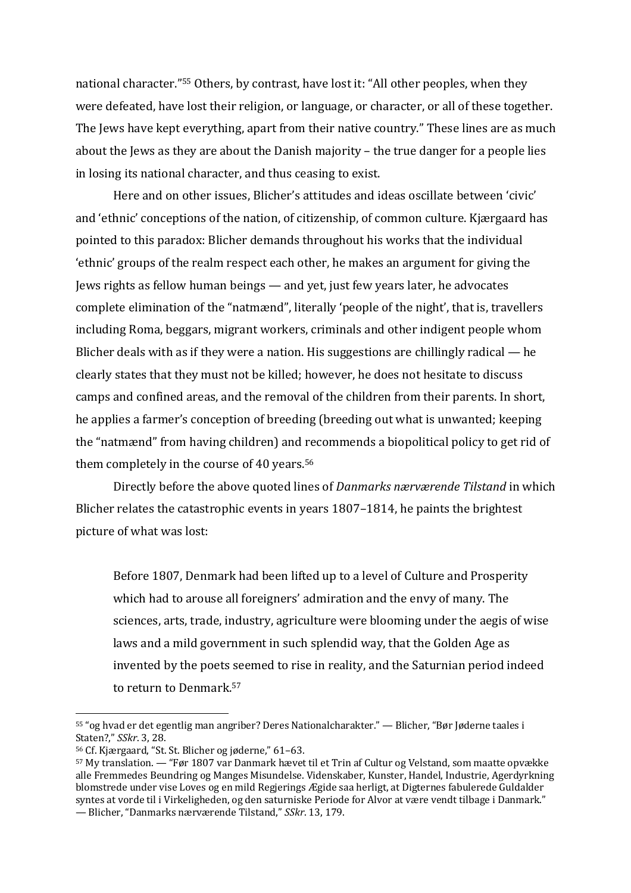national character."[55] Others, by contrast, have lost it: "All other peoples, when they were defeated, have lost their religion, or language, or character, or all of these together. The Jews have kept everything, apart from their native country." These lines are as much about the Jews as they are about the Danish majority – the true danger for a people lies in losing its national character, and thus ceasing to exist.

Here and on other issues, Blicher's attitudes and ideas oscillate between 'civic' and 'ethnic' conceptions of the nation, of citizenship, of common culture. Kjærgaard has pointed to this paradox: Blicher demands throughout his works that the individual 'ethnic' groups of the realm respect each other, he makes an argument for giving the Jews rights as fellow human beings — and yet, just few years later, he advocates complete elimination of the "natmænd", literally 'people of the night', that is, travellers including Roma, beggars, migrant workers, criminals and other indigent people whom Blicher deals with as if they were a nation. His suggestions are chillingly radical — he clearly states that they must not be killed; however, he does not hesitate to discuss camps and confined areas, and the removal of the children from their parents. In short, he applies a farmer's conception of breeding (breeding out what is unwanted; keeping the "natmænd" from having children) and recommends a biopolitical policy to get rid of them completely in the course of 40 years.[56]

Directly before the above quoted lines of *Danmarks nærværende Tilstand* in which Blicher relates the catastrophic events in years 1807–1814, he paints the brightest picture of what was lost:

> Before 1807, Denmark had been lifted up to a level of Culture and Prosperity which had to arouse all foreigners' admiration and the envy of many. The sciences, arts, trade, industry, agriculture were blooming under the aegis of wise laws and a mild government in such splendid way, that the Golden Age as invented by the poets seemed to rise in reality, and the Saturnian period indeed to return to Denmark.[57]

---

[55] "og hvad er det egentlig man angriber? Deres Nationalcharakter." — Blicher, "Bør Jøderne taales i Staten?," *SSkr*. 3, 28.

[56] Cf. Kjærgaard, "St. St. Blicher og jøderne," 61–63.

[57] My translation. — "Før 1807 var Danmark hævet til et Trin af Cultur og Velstand, som maatte opvække alle Fremmedes Beundring og Manges Misundelse. Videnskaber, Kunster, Handel, Industrie, Agerdyrkning blomstrede under vise Loves og en mild Regjerings Ægide saa herligt, at Digternes fabulerede Guldalder syntes at vorde til i Virkeligheden, og den saturniske Periode for Alvor at være vendt tilbage i Danmark." — Blicher, "Danmarks nærværende Tilstand," *SSkr*. 13, 179.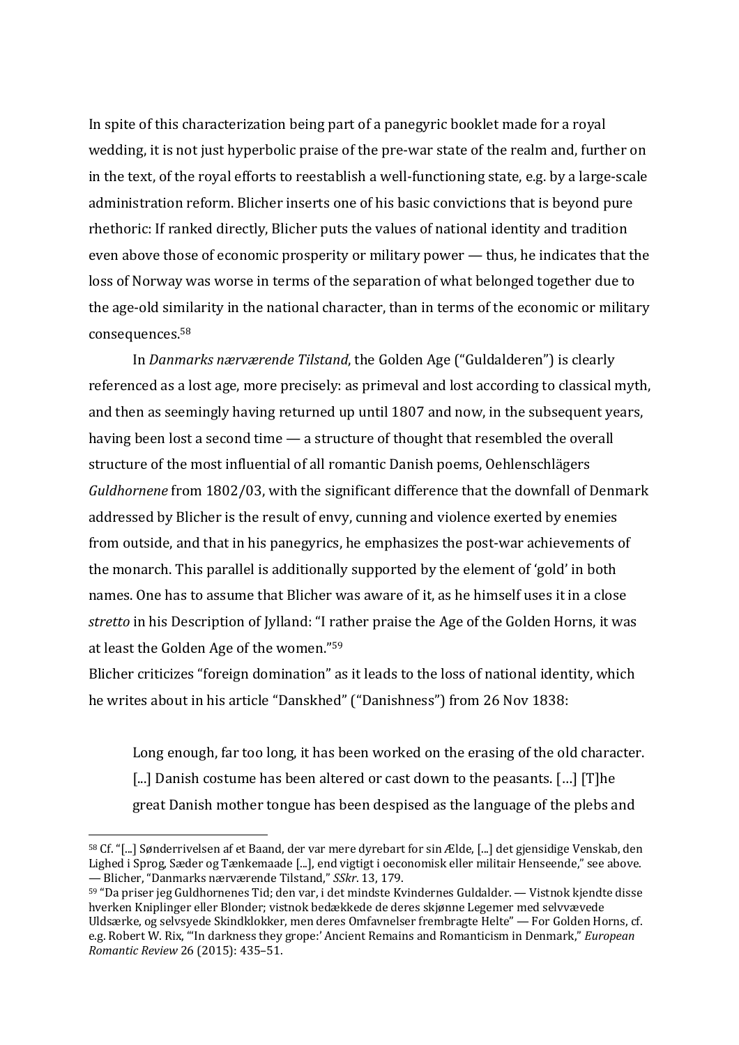In spite of this characterization being part of a panegyric booklet made for a royal wedding, it is not just hyperbolic praise of the pre-war state of the realm and, further on in the text, of the royal efforts to reestablish a well-functioning state, e.g. by a large-scale administration reform. Blicher inserts one of his basic convictions that is beyond pure rhethoric: If ranked directly, Blicher puts the values of national identity and tradition even above those of economic prosperity or military power — thus, he indicates that the loss of Norway was worse in terms of the separation of what belonged together due to the age-old similarity in the national character, than in terms of the economic or military consequences.[58]

In *Danmarks nærværende Tilstand*, the Golden Age ("Guldalderen") is clearly referenced as a lost age, more precisely: as primeval and lost according to classical myth, and then as seemingly having returned up until 1807 and now, in the subsequent years, having been lost a second time — a structure of thought that resembled the overall structure of the most influential of all romantic Danish poems, Oehlenschlägers *Guldhornene* from 1802/03, with the significant difference that the downfall of Denmark addressed by Blicher is the result of envy, cunning and violence exerted by enemies from outside, and that in his panegyrics, he emphasizes the post-war achievements of the monarch. This parallel is additionally supported by the element of 'gold' in both names. One has to assume that Blicher was aware of it, as he himself uses it in a close *stretto* in his Description of Jylland: "I rather praise the Age of the Golden Horns, it was at least the Golden Age of the women."[59]

Blicher criticizes "foreign domination" as it leads to the loss of national identity, which he writes about in his article "Danskhed" ("Danishness") from 26 Nov 1838:

> Long enough, far too long, it has been worked on the erasing of the old character. [...] Danish costume has been altered or cast down to the peasants. […] [T]he great Danish mother tongue has been despised as the language of the plebs and

---

[58] Cf. "[...] Sønderrivelsen af et Baand, der var mere dyrebart for sin Ælde, [...] det gjensidige Venskab, den Lighed i Sprog, Sæder og Tænkemaade [...], end vigtigt i oeconomisk eller militair Henseende," see above. — Blicher, "Danmarks nærværende Tilstand," *SSkr*. 13, 179.

[59] "Da priser jeg Guldhornenes Tid; den var, i det mindste Kvindernes Guldalder. — Vistnok kjendte disse hverken Kniplinger eller Blonder; vistnok bedækkede de deres skjønne Legemer med selvvævede Uldsærke, og selvsyede Skindklokker, men deres Omfavnelser frembragte Helte" — For Golden Horns, cf. e.g. Robert W. Rix, "'In darkness they grope:' Ancient Remains and Romanticism in Denmark," *European Romantic Review* 26 (2015): 435–51.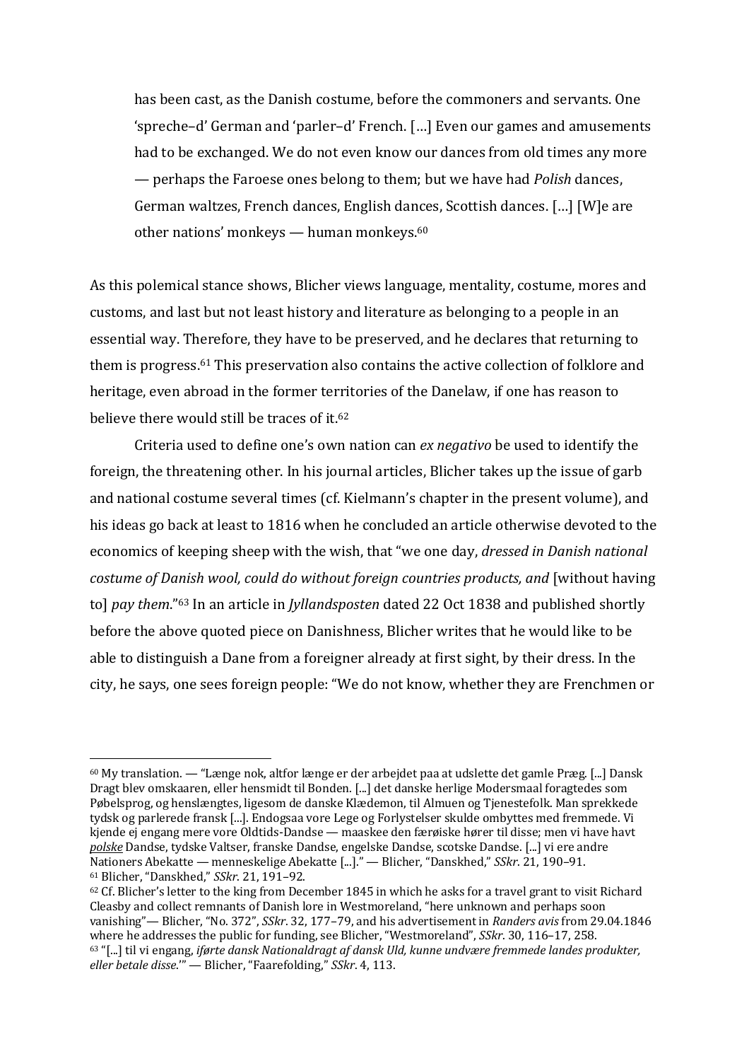> has been cast, as the Danish costume, before the commoners and servants. One 'spreche–d' German and 'parler–d' French. […] Even our games and amusements had to be exchanged. We do not even know our dances from old times any more — perhaps the Faroese ones belong to them; but we have had *Polish* dances, German waltzes, French dances, English dances, Scottish dances. […] [W]e are other nations' monkeys — human monkeys.[60]

As this polemical stance shows, Blicher views language, mentality, costume, mores and customs, and last but not least history and literature as belonging to a people in an essential way. Therefore, they have to be preserved, and he declares that returning to them is progress.[61] This preservation also contains the active collection of folklore and heritage, even abroad in the former territories of the Danelaw, if one has reason to believe there would still be traces of it.[62]

Criteria used to define one's own nation can *ex negativo* be used to identify the foreign, the threatening other. In his journal articles, Blicher takes up the issue of garb and national costume several times (cf. Kielmann's chapter in the present volume), and his ideas go back at least to 1816 when he concluded an article otherwise devoted to the economics of keeping sheep with the wish, that "we one day, *dressed in Danish national costume of Danish wool, could do without foreign countries products, and* [without having to] *pay them*."[63] In an article in *Jyllandsposten* dated 22 Oct 1838 and published shortly before the above quoted piece on Danishness, Blicher writes that he would like to be able to distinguish a Dane from a foreigner already at first sight, by their dress. In the city, he says, one sees foreign people: "We do not know, whether they are Frenchmen or

---

[60] My translation. — "Længe nok, altfor længe er der arbejdet paa at udslette det gamle Præg. [...] Dansk Dragt blev omskaaren, eller hensmidt til Bonden. [...] det danske herlige Modersmaal foragtedes som Pøbelsprog, og henslængtes, ligesom de danske Klædemon, til Almuen og Tjenestefolk. Man sprekkede tydsk og parlerede fransk [...]. Endogsaa vore Lege og Forlystelser skulde ombyttes med fremmede. Vi kjende ej engang mere vore Oldtids-Dandse — maaskee den færøiske hører til disse; men vi have havt ***polske*** Dandse, tydske Valtser, franske Dandse, engelske Dandse, scotske Dandse. [...] vi ere andre Nationers Abekatte — menneskelige Abekatte [...]." — Blicher, "Danskhed," *SSkr*. 21, 190–91.

[61] Blicher, "Danskhed," *SSkr*. 21, 191–92.

[62] Cf. Blicher's letter to the king from December 1845 in which he asks for a travel grant to visit Richard Cleasby and collect remnants of Danish lore in Westmoreland, "here unknown and perhaps soon vanishing"— Blicher, "No. 372", *SSkr*. 32, 177–79, and his advertisement in *Randers avis* from 29.04.1846 where he addresses the public for funding, see Blicher, "Westmoreland", *SSkr*. 30, 116–17, 258.

[63] "[...] til vi engang, *iførte dansk Nationaldragt af dansk Uld, kunne undvære fremmede landes produkter, eller betale disse*.'" — Blicher, "Faarefolding," *SSkr*. 4, 113.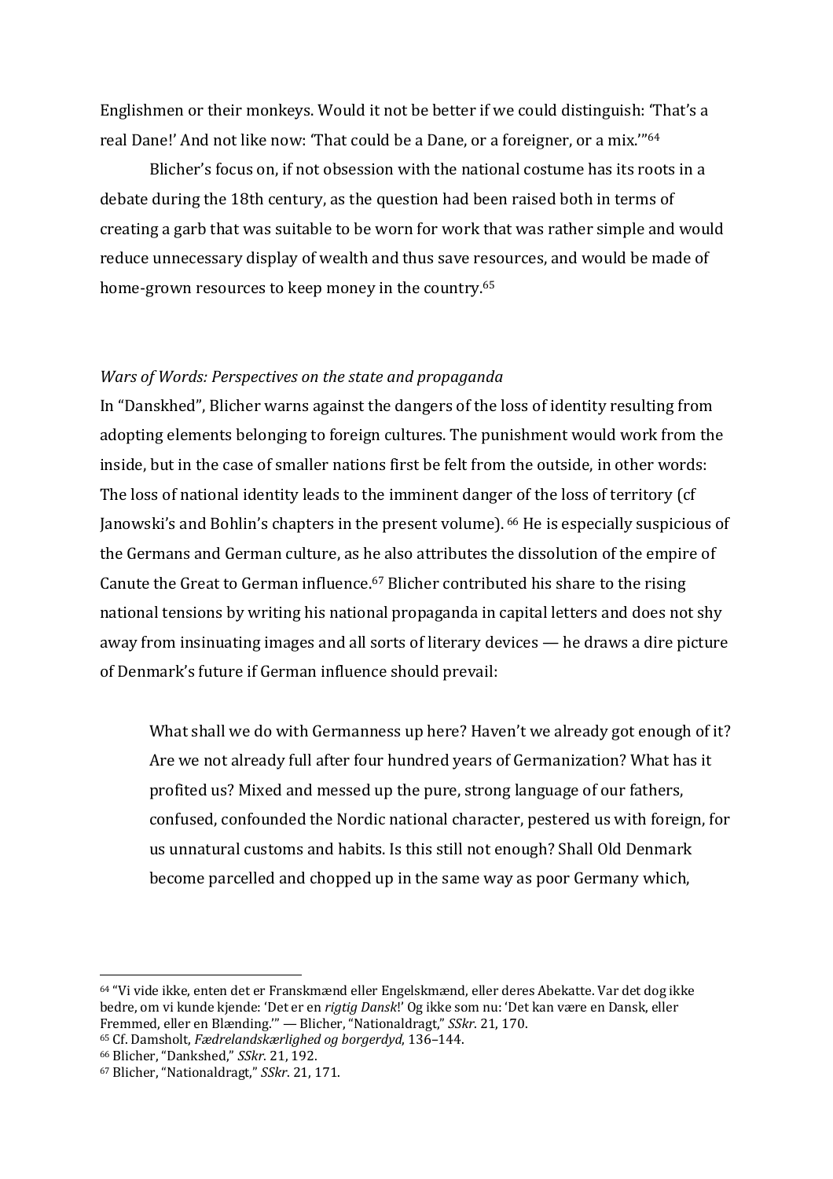Englishmen or their monkeys. Would it not be better if we could distinguish: 'That's a real Dane!' And not like now: 'That could be a Dane, or a foreigner, or a mix.'"[64]

Blicher's focus on, if not obsession with the national costume has its roots in a debate during the 18th century, as the question had been raised both in terms of creating a garb that was suitable to be worn for work that was rather simple and would reduce unnecessary display of wealth and thus save resources, and would be made of home-grown resources to keep money in the country.[65]

*Wars of Words: Perspectives on the state and propaganda*

In "Danskhed", Blicher warns against the dangers of the loss of identity resulting from adopting elements belonging to foreign cultures. The punishment would work from the inside, but in the case of smaller nations first be felt from the outside, in other words: The loss of national identity leads to the imminent danger of the loss of territory (cf Janowski's and Bohlin's chapters in the present volume). [66] He is especially suspicious of the Germans and German culture, as he also attributes the dissolution of the empire of Canute the Great to German influence.[67] Blicher contributed his share to the rising national tensions by writing his national propaganda in capital letters and does not shy away from insinuating images and all sorts of literary devices — he draws a dire picture of Denmark's future if German influence should prevail:

> What shall we do with Germanness up here? Haven't we already got enough of it? Are we not already full after four hundred years of Germanization? What has it profited us? Mixed and messed up the pure, strong language of our fathers, confused, confounded the Nordic national character, pestered us with foreign, for us unnatural customs and habits. Is this still not enough? Shall Old Denmark become parcelled and chopped up in the same way as poor Germany which,

---

[64] "Vi vide ikke, enten det er Franskmænd eller Engelskmænd, eller deres Abekatte. Var det dog ikke bedre, om vi kunde kjende: 'Det er en *rigtig Dansk*!' Og ikke som nu: 'Det kan være en Dansk, eller Fremmed, eller en Blænding.'" — Blicher, "Nationaldragt," *SSkr.* 21, 170.

[65] Cf. Damsholt, *Fædrelandskærlighed og borgerdyd*, 136–144.

[66] Blicher, "Dankshed," *SSkr.* 21, 192.

[67] Blicher, "Nationaldragt," *SSkr.* 21, 171.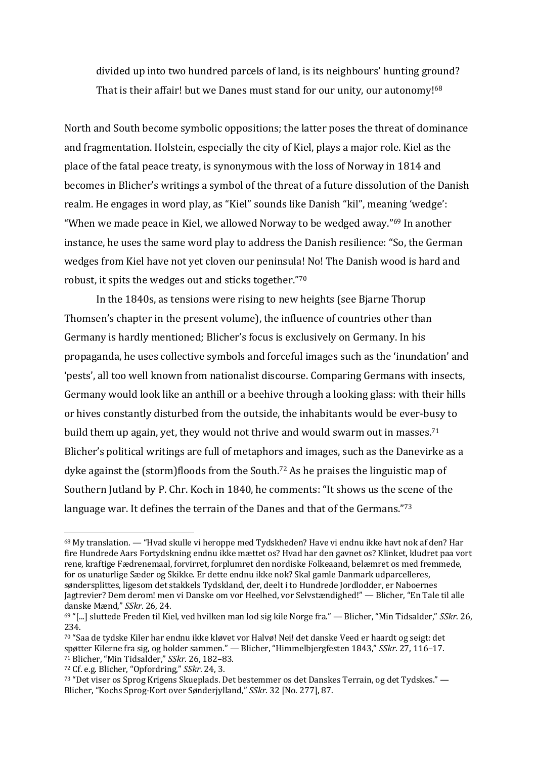> divided up into two hundred parcels of land, is its neighbours' hunting ground? That is their affair! but we Danes must stand for our unity, our autonomy![68]

North and South become symbolic oppositions; the latter poses the threat of dominance and fragmentation. Holstein, especially the city of Kiel, plays a major role. Kiel as the place of the fatal peace treaty, is synonymous with the loss of Norway in 1814 and becomes in Blicher's writings a symbol of the threat of a future dissolution of the Danish realm. He engages in word play, as "Kiel" sounds like Danish "kil", meaning 'wedge': "When we made peace in Kiel, we allowed Norway to be wedged away."[69] In another instance, he uses the same word play to address the Danish resilience: "So, the German wedges from Kiel have not yet cloven our peninsula! No! The Danish wood is hard and robust, it spits the wedges out and sticks together."[70]

In the 1840s, as tensions were rising to new heights (see Bjarne Thorup Thomsen's chapter in the present volume), the influence of countries other than Germany is hardly mentioned; Blicher's focus is exclusively on Germany. In his propaganda, he uses collective symbols and forceful images such as the 'inundation' and 'pests', all too well known from nationalist discourse. Comparing Germans with insects, Germany would look like an anthill or a beehive through a looking glass: with their hills or hives constantly disturbed from the outside, the inhabitants would be ever-busy to build them up again, yet, they would not thrive and would swarm out in masses.[71] Blicher's political writings are full of metaphors and images, such as the Danevirke as a dyke against the (storm)floods from the South.[72] As he praises the linguistic map of Southern Jutland by P. Chr. Koch in 1840, he comments: "It shows us the scene of the language war. It defines the terrain of the Danes and that of the Germans."[73]

---

[68] My translation. — "Hvad skulle vi heroppe med Tydskheden? Have vi endnu ikke havt nok af den? Har fire Hundrede Aars Fortydskning endnu ikke mættet os? Hvad har den gavnet os? Klinket, kludret paa vort rene, kraftige Fædrenemaal, forvirret, forplumret den nordiske Folkeaand, belæmret os med fremmede, for os unaturlige Sæder og Skikke. Er dette endnu ikke nok? Skal gamle Danmark udparcelleres, søndersplittes, ligesom det stakkels Tydskland, der, deelt i to Hundrede Jordlodder, er Naboernes Jagtrevier? Dem derom! men vi Danske om vor Heelhed, vor Selvstændighed!" — Blicher, "En Tale til alle danske Mænd," *SSkr.* 26, 24.

[69] "[...] sluttede Freden til Kiel, ved hvilken man lod sig kile Norge fra." — Blicher, "Min Tidsalder," *SSkr.* 26, 234.

[70] "Saa de tydske Kiler har endnu ikke kløvet vor Halvø! Nei! det danske Veed er haardt og seigt: det spøtter Kilerne fra sig, og holder sammen." — Blicher, "Himmelbjergfesten 1843," *SSkr.* 27, 116–17.

[71] Blicher, "Min Tidsalder," *SSkr.* 26, 182–83.

[72] Cf. e.g. Blicher, "Opfordring," *SSkr.* 24, 3.

[73] "Det viser os Sprog Krigens Skueplads. Det bestemmer os det Danskes Terrain, og det Tydskes." — Blicher, "Kochs Sprog-Kort over Sønderjylland," *SSkr.* 32 [No. 277], 87.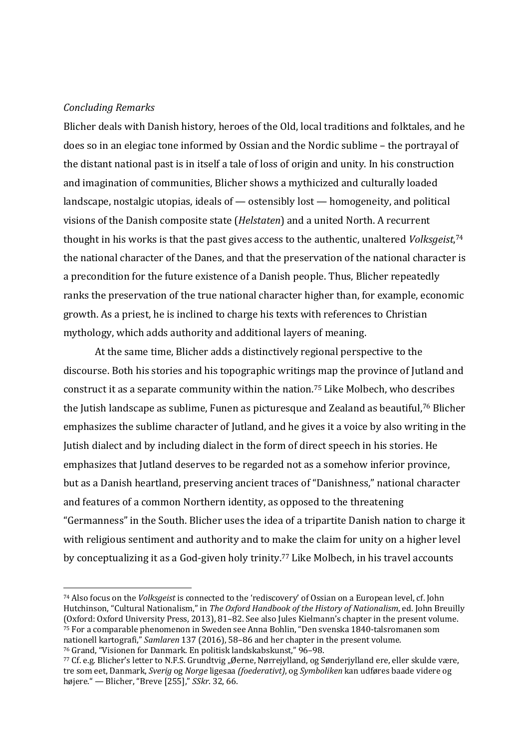*Concluding Remarks*

Blicher deals with Danish history, heroes of the Old, local traditions and folktales, and he does so in an elegiac tone informed by Ossian and the Nordic sublime – the portrayal of the distant national past is in itself a tale of loss of origin and unity. In his construction and imagination of communities, Blicher shows a mythicized and culturally loaded landscape, nostalgic utopias, ideals of — ostensibly lost — homogeneity, and political visions of the Danish composite state (*Helstaten*) and a united North. A recurrent thought in his works is that the past gives access to the authentic, unaltered *Volksgeist*,[74] the national character of the Danes, and that the preservation of the national character is a precondition for the future existence of a Danish people. Thus, Blicher repeatedly ranks the preservation of the true national character higher than, for example, economic growth. As a priest, he is inclined to charge his texts with references to Christian mythology, which adds authority and additional layers of meaning.

At the same time, Blicher adds a distinctively regional perspective to the discourse. Both his stories and his topographic writings map the province of Jutland and construct it as a separate community within the nation.[75] Like Molbech, who describes the Jutish landscape as sublime, Funen as picturesque and Zealand as beautiful,[76] Blicher emphasizes the sublime character of Jutland, and he gives it a voice by also writing in the Jutish dialect and by including dialect in the form of direct speech in his stories. He emphasizes that Jutland deserves to be regarded not as a somehow inferior province, but as a Danish heartland, preserving ancient traces of "Danishness," national character and features of a common Northern identity, as opposed to the threatening "Germanness" in the South. Blicher uses the idea of a tripartite Danish nation to charge it with religious sentiment and authority and to make the claim for unity on a higher level by conceptualizing it as a God-given holy trinity.[77] Like Molbech, in his travel accounts

---

[74] Also focus on the *Volksgeist* is connected to the 'rediscovery' of Ossian on a European level, cf. John Hutchinson, "Cultural Nationalism," in *The Oxford Handbook of the History of Nationalism*, ed. John Breuilly (Oxford: Oxford University Press, 2013), 81–82. See also Jules Kielmann's chapter in the present volume.

[75] For a comparable phenomenon in Sweden see Anna Bohlin, "Den svenska 1840-talsromanen som nationell kartografi," *Samlaren* 137 (2016), 58–86 and her chapter in the present volume.

[76] Grand, "Visionen for Danmark. En politisk landskabskunst," 96–98.

[77] Cf. e.g. Blicher's letter to N.F.S. Grundtvig „Øerne, Nørrejylland, og Sønderjylland ere, eller skulde være, tre som eet, Danmark, *Sverig* og *Norge* ligesaa *(foederativt)*, og *Symboliken* kan udføres baade videre og højere." — Blicher, "Breve [255]," *SSkr*. 32, 66.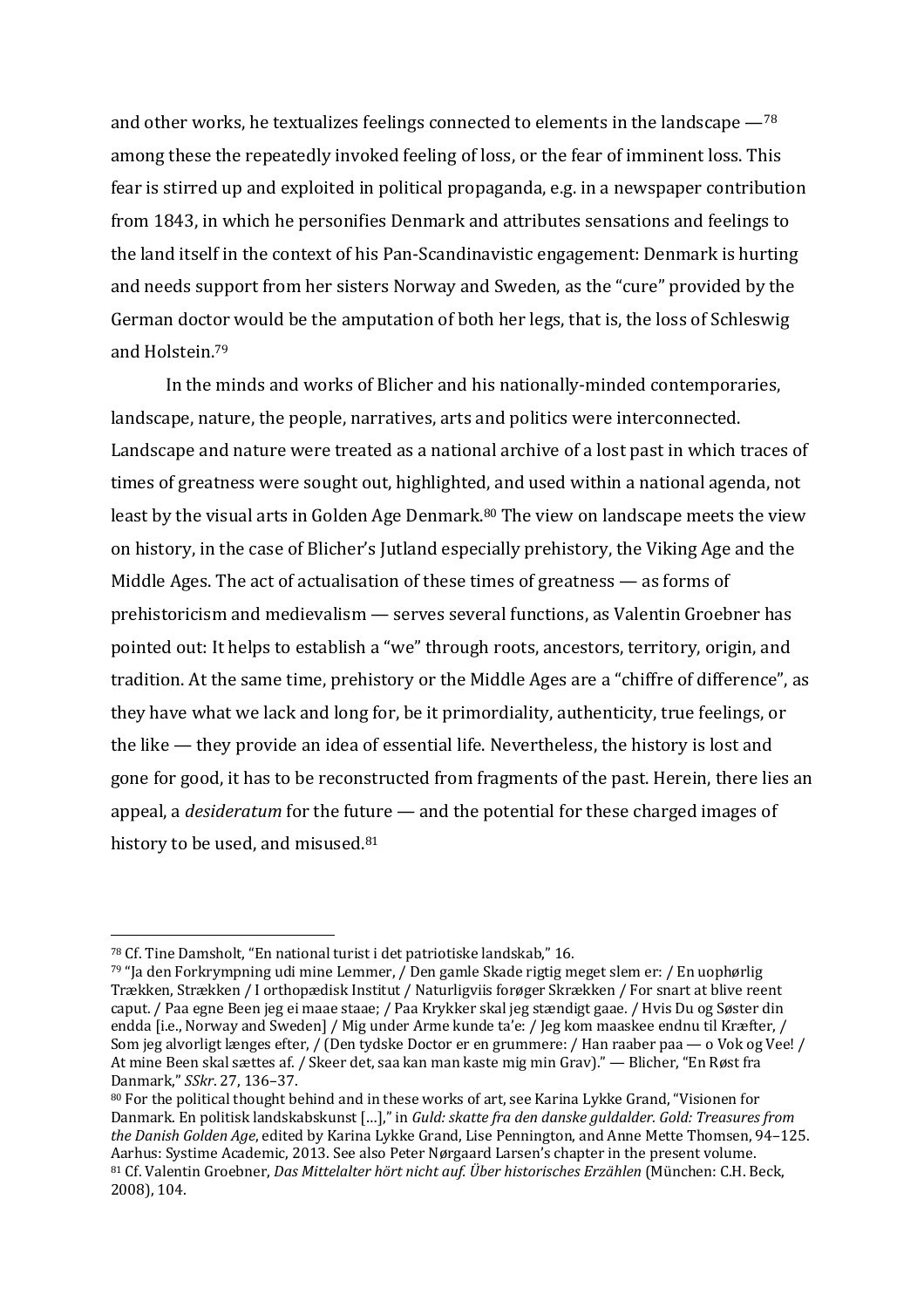and other works, he textualizes feelings connected to elements in the landscape —[78] among these the repeatedly invoked feeling of loss, or the fear of imminent loss. This fear is stirred up and exploited in political propaganda, e.g. in a newspaper contribution from 1843, in which he personifies Denmark and attributes sensations and feelings to the land itself in the context of his Pan-Scandinavistic engagement: Denmark is hurting and needs support from her sisters Norway and Sweden, as the "cure" provided by the German doctor would be the amputation of both her legs, that is, the loss of Schleswig and Holstein.[79]

In the minds and works of Blicher and his nationally-minded contemporaries, landscape, nature, the people, narratives, arts and politics were interconnected. Landscape and nature were treated as a national archive of a lost past in which traces of times of greatness were sought out, highlighted, and used within a national agenda, not least by the visual arts in Golden Age Denmark.[80] The view on landscape meets the view on history, in the case of Blicher's Jutland especially prehistory, the Viking Age and the Middle Ages. The act of actualisation of these times of greatness — as forms of prehistoricism and medievalism — serves several functions, as Valentin Groebner has pointed out: It helps to establish a "we" through roots, ancestors, territory, origin, and tradition. At the same time, prehistory or the Middle Ages are a "chiffre of difference", as they have what we lack and long for, be it primordiality, authenticity, true feelings, or the like — they provide an idea of essential life. Nevertheless, the history is lost and gone for good, it has to be reconstructed from fragments of the past. Herein, there lies an appeal, a *desideratum* for the future — and the potential for these charged images of history to be used, and misused.[81]

---

[78] Cf. Tine Damsholt, "En national turist i det patriotiske landskab," 16.

[79] "Ja den Forkrympning udi mine Lemmer, / Den gamle Skade rigtig meget slem er: / En uophørlig Trækken, Strækken / I orthopædisk Institut / Naturligviis forøger Skrækken / For snart at blive reent caput. / Paa egne Been jeg ei maae staae; / Paa Krykker skal jeg stændigt gaae. / Hvis Du og Søster din endda [i.e., Norway and Sweden] / Mig under Arme kunde ta'e: / Jeg kom maaskee endnu til Kræfter, / Som jeg alvorligt længes efter, / (Den tydske Doctor er en grummere: / Han raaber paa — o Vok og Vee! / At mine Been skal sættes af. / Skeer det, saa kan man kaste mig min Grav)." — Blicher, "En Røst fra Danmark," *SSkr*. 27, 136–37.

[80] For the political thought behind and in these works of art, see Karina Lykke Grand, "Visionen for Danmark. En politisk landskabskunst […]," in *Guld: skatte fra den danske guldalder. Gold: Treasures from the Danish Golden Age*, edited by Karina Lykke Grand, Lise Pennington, and Anne Mette Thomsen, 94–125. Aarhus: Systime Academic, 2013. See also Peter Nørgaard Larsen's chapter in the present volume.

[81] Cf. Valentin Groebner, *Das Mittelalter hört nicht auf. Über historisches Erzählen* (München: C.H. Beck, 2008), 104.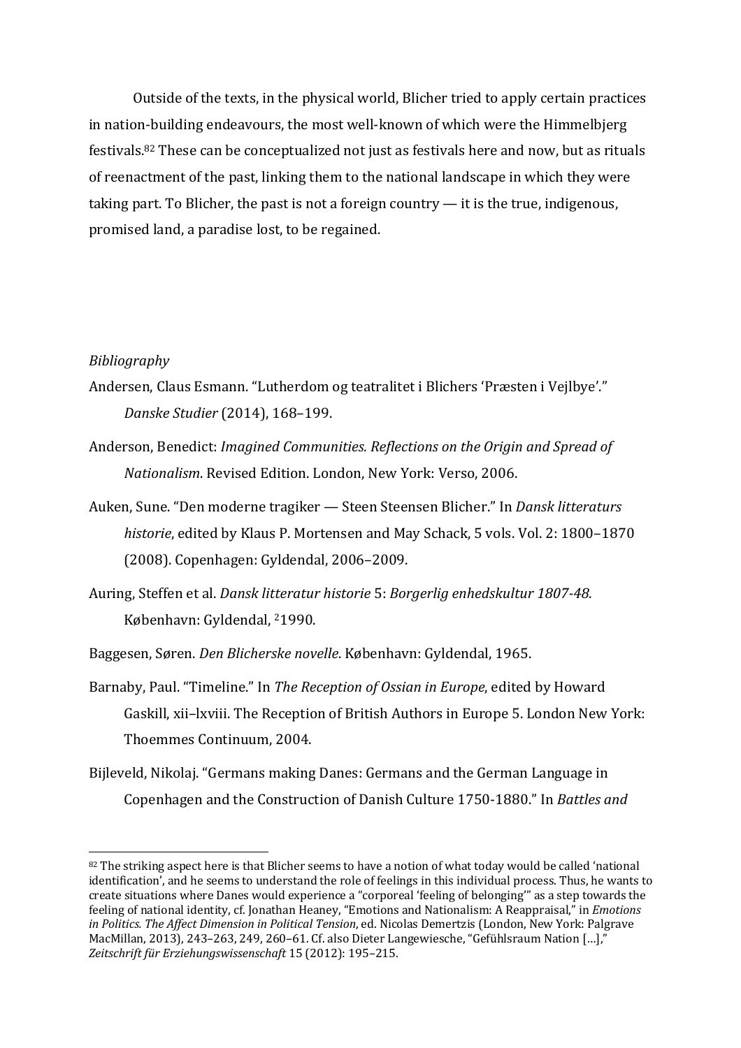Outside of the texts, in the physical world, Blicher tried to apply certain practices in nation-building endeavours, the most well-known of which were the Himmelbjerg festivals.[82] These can be conceptualized not just as festivals here and now, but as rituals of reenactment of the past, linking them to the national landscape in which they were taking part. To Blicher, the past is not a foreign country — it is the true, indigenous, promised land, a paradise lost, to be regained.

*Bibliography*

Andersen, Claus Esmann. "Lutherdom og teatralitet i Blichers 'Præsten i Vejlbye'." *Danske Studier* (2014), 168–199.

Anderson, Benedict: *Imagined Communities. Reflections on the Origin and Spread of Nationalism*. Revised Edition. London, New York: Verso, 2006.

Auken, Sune. "Den moderne tragiker — Steen Steensen Blicher." In *Dansk litteraturs historie*, edited by Klaus P. Mortensen and May Schack, 5 vols. Vol. 2: 1800–1870 (2008). Copenhagen: Gyldendal, 2006–2009.

Auring, Steffen et al. *Dansk litteratur historie* 5: *Borgerlig enhedskultur 1807-48*. København: Gyldendal, [2]1990.

Baggesen, Søren. *Den Blicherske novelle*. København: Gyldendal, 1965.

Barnaby, Paul. "Timeline." In *The Reception of Ossian in Europe*, edited by Howard Gaskill, xii–lxviii. The Reception of British Authors in Europe 5. London New York: Thoemmes Continuum, 2004.

Bijleveld, Nikolaj. "Germans making Danes: Germans and the German Language in Copenhagen and the Construction of Danish Culture 1750-1880." In *Battles and*

[82] The striking aspect here is that Blicher seems to have a notion of what today would be called 'national identification', and he seems to understand the role of feelings in this individual process. Thus, he wants to create situations where Danes would experience a "corporeal 'feeling of belonging'" as a step towards the feeling of national identity, cf. Jonathan Heaney, "Emotions and Nationalism: A Reappraisal," in *Emotions in Politics. The Affect Dimension in Political Tension*, ed. Nicolas Demertzis (London, New York: Palgrave MacMillan, 2013), 243–263, 249, 260–61. Cf. also Dieter Langewiesche, "Gefühlsraum Nation […]," *Zeitschrift für Erziehungswissenschaft* 15 (2012): 195–215.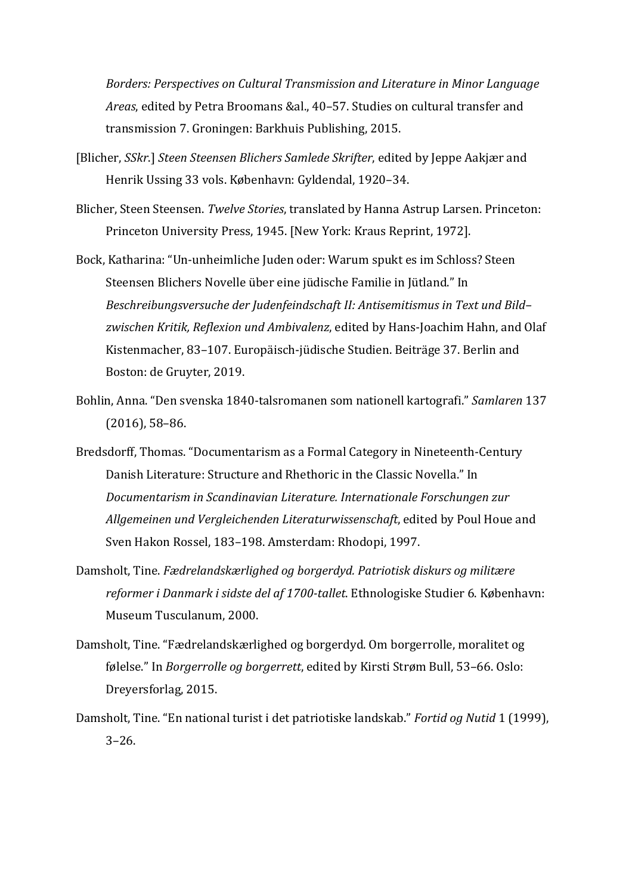*Borders: Perspectives on Cultural Transmission and Literature in Minor Language Areas*, edited by Petra Broomans &al., 40–57. Studies on cultural transfer and transmission 7. Groningen: Barkhuis Publishing, 2015.

[Blicher, *SSkr*.] *Steen Steensen Blichers Samlede Skrifter*, edited by Jeppe Aakjær and Henrik Ussing 33 vols. København: Gyldendal, 1920–34.

Blicher, Steen Steensen. *Twelve Stories*, translated by Hanna Astrup Larsen. Princeton: Princeton University Press, 1945. [New York: Kraus Reprint, 1972].

Bock, Katharina: "Un-unheimliche Juden oder: Warum spukt es im Schloss? Steen Steensen Blichers Novelle über eine jüdische Familie in Jütland." In *Beschreibungsversuche der Judenfeindschaft II: Antisemitismus in Text und Bild– zwischen Kritik, Reflexion und Ambivalenz*, edited by Hans-Joachim Hahn, and Olaf Kistenmacher, 83–107. Europäisch-jüdische Studien. Beiträge 37. Berlin and Boston: de Gruyter, 2019.

Bohlin, Anna. "Den svenska 1840-talsromanen som nationell kartografi." *Samlaren* 137 (2016), 58–86.

Bredsdorff, Thomas. "Documentarism as a Formal Category in Nineteenth-Century Danish Literature: Structure and Rhethoric in the Classic Novella." In *Documentarism in Scandinavian Literature. Internationale Forschungen zur Allgemeinen und Vergleichenden Literaturwissenschaft*, edited by Poul Houe and Sven Hakon Rossel, 183–198. Amsterdam: Rhodopi, 1997.

Damsholt, Tine. *Fædrelandskærlighed og borgerdyd. Patriotisk diskurs og militære reformer i Danmark i sidste del af 1700-tallet*. Ethnologiske Studier 6. København: Museum Tusculanum, 2000.

Damsholt, Tine. "Fædrelandskærlighed og borgerdyd. Om borgerrolle, moralitet og følelse." In *Borgerrolle og borgerrett*, edited by Kirsti Strøm Bull, 53–66. Oslo: Dreyersforlag, 2015.

Damsholt, Tine. "En national turist i det patriotiske landskab." *Fortid og Nutid* 1 (1999), 3–26.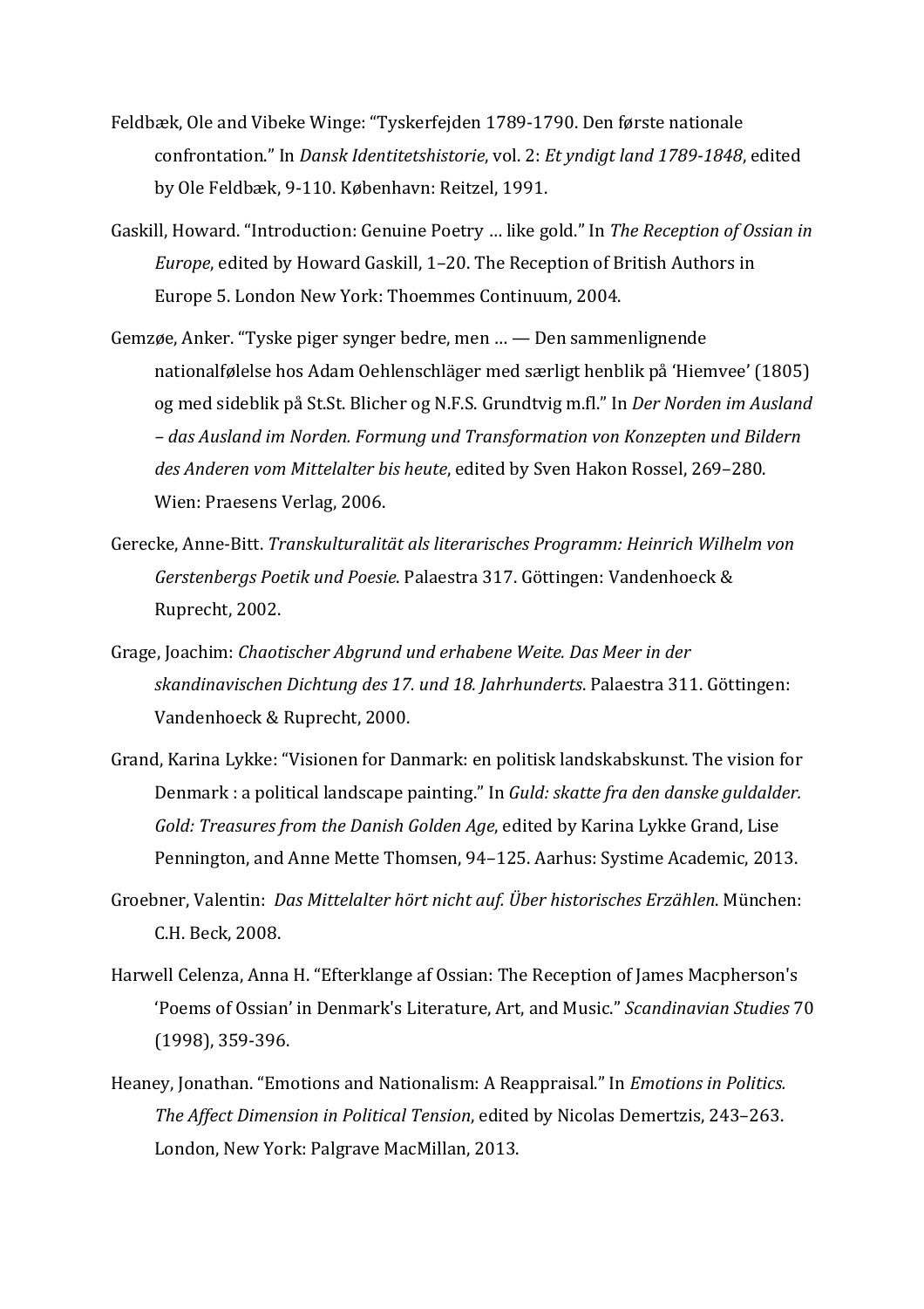Feldbæk, Ole and Vibeke Winge: "Tyskerfejden 1789-1790. Den første nationale confrontation." In *Dansk Identitetshistorie*, vol. 2: *Et yndigt land 1789-1848*, edited by Ole Feldbæk, 9-110. København: Reitzel, 1991.

Gaskill, Howard. "Introduction: Genuine Poetry … like gold." In *The Reception of Ossian in Europe*, edited by Howard Gaskill, 1–20. The Reception of British Authors in Europe 5. London New York: Thoemmes Continuum, 2004.

Gemzøe, Anker. "Tyske piger synger bedre, men … — Den sammenlignende nationalfølelse hos Adam Oehlenschläger med særligt henblik på 'Hiemvee' (1805) og med sideblik på St.St. Blicher og N.F.S. Grundtvig m.fl." In *Der Norden im Ausland – das Ausland im Norden. Formung und Transformation von Konzepten und Bildern des Anderen vom Mittelalter bis heute*, edited by Sven Hakon Rossel, 269–280. Wien: Praesens Verlag, 2006.

Gerecke, Anne-Bitt. *Transkulturalität als literarisches Programm: Heinrich Wilhelm von Gerstenbergs Poetik und Poesie*. Palaestra 317. Göttingen: Vandenhoeck & Ruprecht, 2002.

Grage, Joachim: *Chaotischer Abgrund und erhabene Weite. Das Meer in der skandinavischen Dichtung des 17. und 18. Jahrhunderts*. Palaestra 311. Göttingen: Vandenhoeck & Ruprecht, 2000.

Grand, Karina Lykke: "Visionen for Danmark: en politisk landskabskunst. The vision for Denmark : a political landscape painting." In *Guld: skatte fra den danske guldalder. Gold: Treasures from the Danish Golden Age*, edited by Karina Lykke Grand, Lise Pennington, and Anne Mette Thomsen, 94–125. Aarhus: Systime Academic, 2013.

Groebner, Valentin: *Das Mittelalter hört nicht auf. Über historisches Erzählen*. München: C.H. Beck, 2008.

Harwell Celenza, Anna H. "Efterklange af Ossian: The Reception of James Macpherson's 'Poems of Ossian' in Denmark's Literature, Art, and Music." *Scandinavian Studies* 70 (1998), 359-396.

Heaney, Jonathan. "Emotions and Nationalism: A Reappraisal." In *Emotions in Politics. The Affect Dimension in Political Tension*, edited by Nicolas Demertzis, 243–263. London, New York: Palgrave MacMillan, 2013.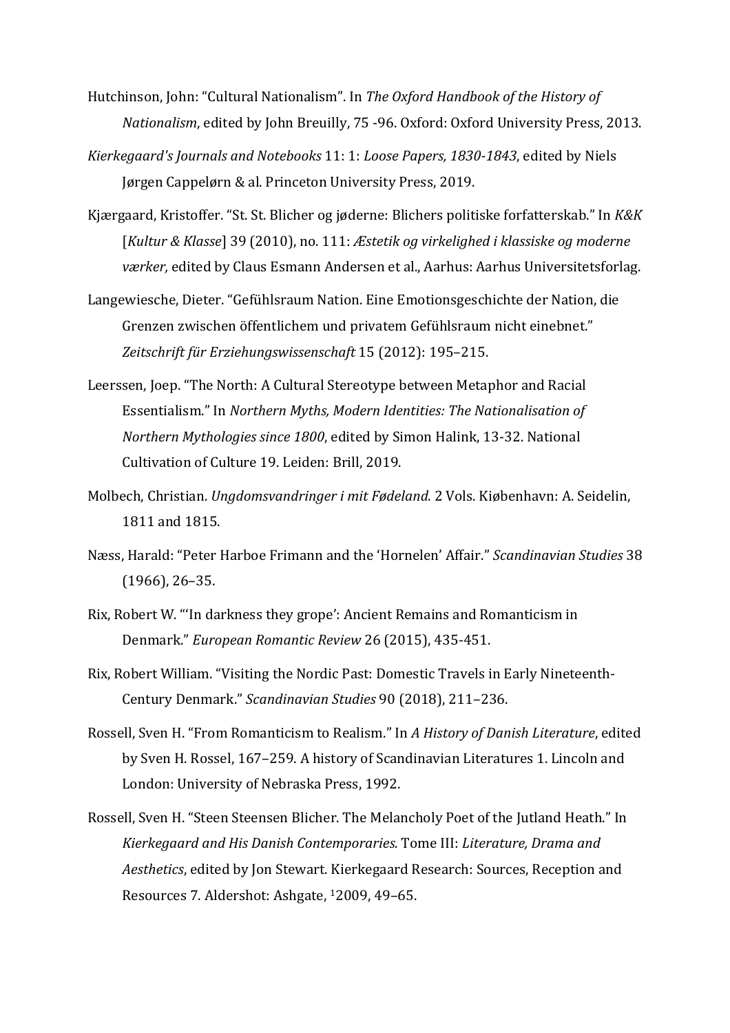Hutchinson, John: "Cultural Nationalism". In *The Oxford Handbook of the History of Nationalism*, edited by John Breuilly, 75 -96. Oxford: Oxford University Press, 2013.

*Kierkegaard's Journals and Notebooks* 11: 1: *Loose Papers, 1830-1843*, edited by Niels Jørgen Cappelørn & al. Princeton University Press, 2019.

Kjærgaard, Kristoffer. "St. St. Blicher og jøderne: Blichers politiske forfatterskab." In *K&K* [*Kultur & Klasse*] 39 (2010), no. 111: *Æstetik og virkelighed i klassiske og moderne værker,* edited by Claus Esmann Andersen et al., Aarhus: Aarhus Universitetsforlag.

Langewiesche, Dieter. "Gefühlsraum Nation. Eine Emotionsgeschichte der Nation, die Grenzen zwischen öffentlichem und privatem Gefühlsraum nicht einebnet." *Zeitschrift für Erziehungswissenschaft* 15 (2012): 195–215.

Leerssen, Joep. "The North: A Cultural Stereotype between Metaphor and Racial Essentialism." In *Northern Myths, Modern Identities: The Nationalisation of Northern Mythologies since 1800*, edited by Simon Halink, 13-32. National Cultivation of Culture 19. Leiden: Brill, 2019.

Molbech, Christian. *Ungdomsvandringer i mit Fødeland.* 2 Vols. Kiøbenhavn: A. Seidelin, 1811 and 1815.

Næss, Harald: "Peter Harboe Frimann and the 'Hornelen' Affair." *Scandinavian Studies* 38 (1966), 26–35.

Rix, Robert W. "'In darkness they grope': Ancient Remains and Romanticism in Denmark." *European Romantic Review* 26 (2015), 435-451.

Rix, Robert William. "Visiting the Nordic Past: Domestic Travels in Early Nineteenth-Century Denmark." *Scandinavian Studies* 90 (2018), 211–236.

Rossell, Sven H. "From Romanticism to Realism." In *A History of Danish Literature*, edited by Sven H. Rossel, 167–259. A history of Scandinavian Literatures 1. Lincoln and London: University of Nebraska Press, 1992.

Rossell, Sven H. "Steen Steensen Blicher. The Melancholy Poet of the Jutland Heath." In *Kierkegaard and His Danish Contemporaries.* Tome III: *Literature, Drama and Aesthetics*, edited by Jon Stewart. Kierkegaard Research: Sources, Reception and Resources 7. Aldershot: Ashgate, [1]2009, 49–65.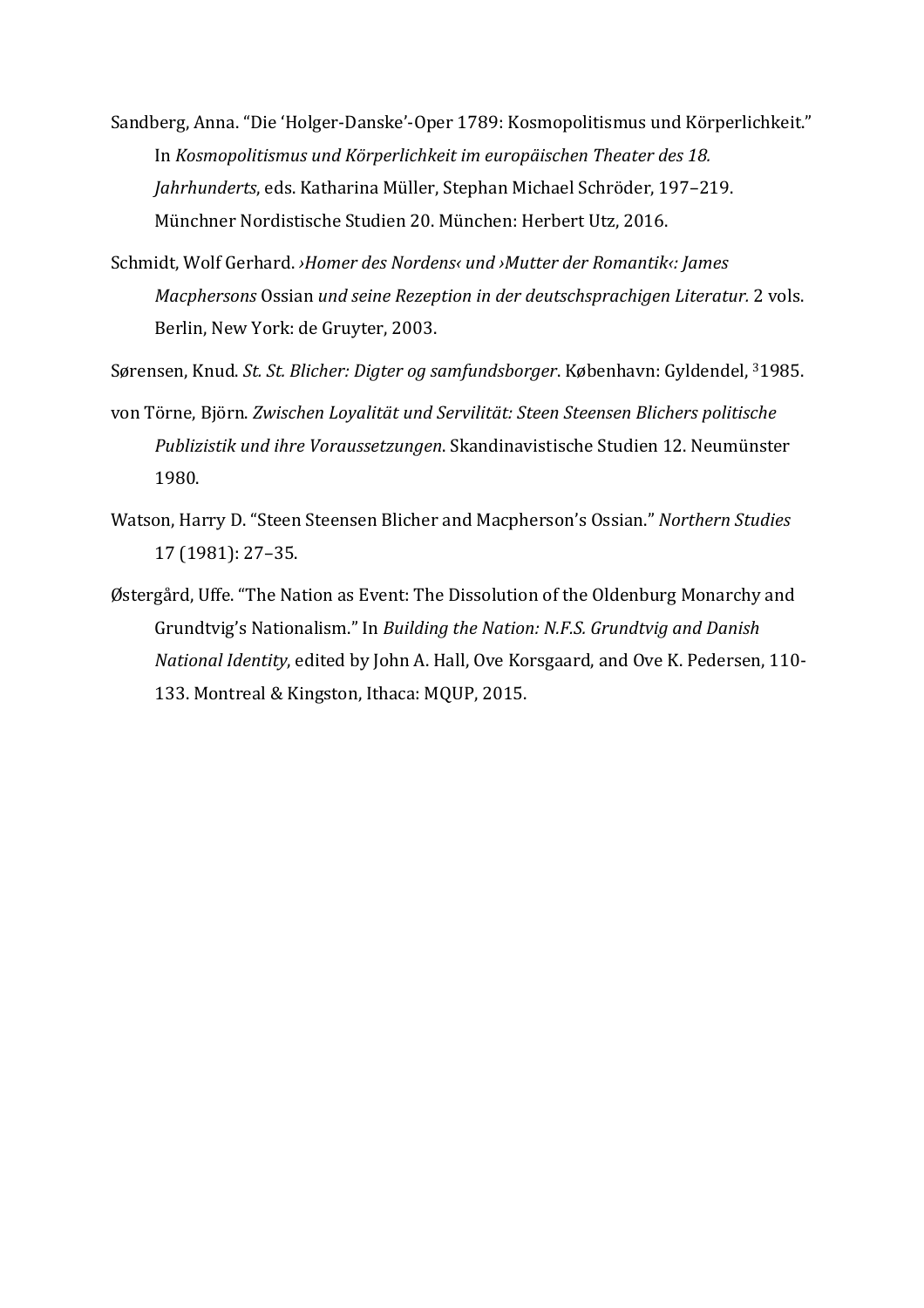Sandberg, Anna. “Die ‘Holger-Danske’-Oper 1789: Kosmopolitismus und Körperlichkeit.” In *Kosmopolitismus und Körperlichkeit im europäischen Theater des 18. Jahrhunderts*, eds. Katharina Müller, Stephan Michael Schröder, 197–219. Münchner Nordistische Studien 20. München: Herbert Utz, 2016.

Schmidt, Wolf Gerhard. *›Homer des Nordens‹ und ›Mutter der Romantik‹: James Macphersons* Ossian *und seine Rezeption in der deutschsprachigen Literatur.* 2 vols. Berlin, New York: de Gruyter, 2003.

Sørensen, Knud. *St. St. Blicher: Digter og samfundsborger*. København: Gyldendel, [3]1985.

von Törne, Björn. *Zwischen Loyalität und Servilität: Steen Steensen Blichers politische Publizistik und ihre Voraussetzungen*. Skandinavistische Studien 12. Neumünster 1980.

Watson, Harry D. “Steen Steensen Blicher and Macpherson’s Ossian.” *Northern Studies* 17 (1981): 27–35.

Østergård, Uffe. “The Nation as Event: The Dissolution of the Oldenburg Monarchy and Grundtvig’s Nationalism.” In *Building the Nation: N.F.S. Grundtvig and Danish National Identity*, edited by John A. Hall, Ove Korsgaard, and Ove K. Pedersen, 110-133. Montreal & Kingston, Ithaca: MQUP, 2015.